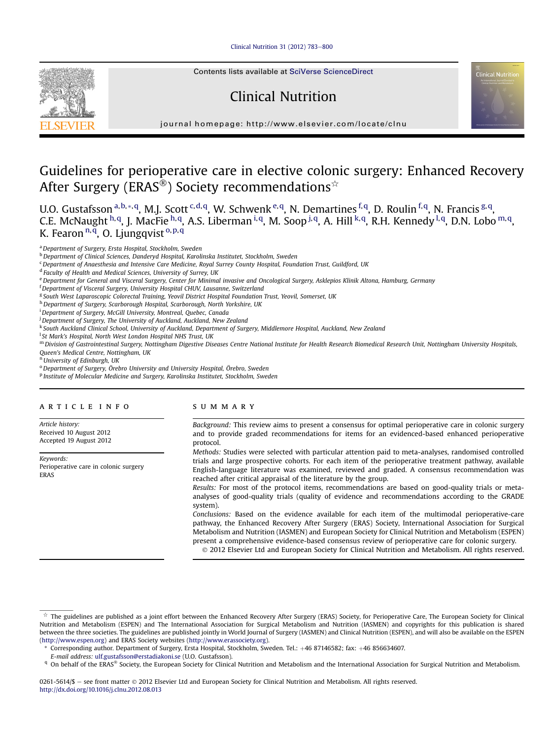# Guidelines for perioperative care in elective colonic surgery: Enhanced Recovery After Surgery (ERAS®) Society recommendations☆

U.O. Gustafsson[a,b,*,q], M.J. Scott[c,d,q], W. Schwenk[e,q], N. Demartines[f,q], D. Roulin[f,q], N. Francis[g,q], C.E. McNaught[h,q], J. MacFie[h,q], A.S. Liberman[i,q], M. Soop[j,q], A. Hill[k,q], R.H. Kennedy[l,q], D.N. Lobo[m,q], K. Fearon[n,q], O. Ljungqvist[o,p,q]

[a] Department of Surgery, Ersta Hospital, Stockholm, Sweden
[b] Department of Clinical Sciences, Danderyd Hospital, Karolinska Institutet, Stockholm, Sweden
[c] Department of Anaesthesia and Intensive Care Medicine, Royal Surrey County Hospital, Foundation Trust, Guildford, UK
[d] Faculty of Health and Medical Sciences, University of Surrey, UK
[e] Department for General and Visceral Surgery, Center for Minimal invasive and Oncological Surgery, Asklepios Klinik Altona, Hamburg, Germany
[f] Department of Visceral Surgery, University Hospital CHUV, Lausanne, Switzerland
[g] South West Laparoscopic Colorectal Training, Yeovil District Hospital Foundation Trust, Yeovil, Somerset, UK
[h] Department of Surgery, Scarborough Hospital, Scarborough, North Yorkshire, UK
[i] Department of Surgery, McGill University, Montreal, Quebec, Canada
[j] Department of Surgery, The University of Auckland, Auckland, New Zealand
[k] South Auckland Clinical School, University of Auckland, Department of Surgery, Middlemore Hospital, Auckland, New Zealand
[l] St Mark's Hospital, North West London Hospital NHS Trust, UK
[m] Division of Gastrointestinal Surgery, Nottingham Digestive Diseases Centre National Institute for Health Research Biomedical Research Unit, Nottingham University Hospitals, Queen's Medical Centre, Nottingham, UK
[n] University of Edinburgh, UK
[o] Department of Surgery, Örebro University and University Hospital, Örebro, Sweden
[p] Institute of Molecular Medicine and Surgery, Karolinska Institutet, Stockholm, Sweden

## ARTICLE INFO

*Article history:*
Received 10 August 2012
Accepted 19 August 2012

*Keywords:*
Perioperative care in colonic surgery
ERAS

## SUMMARY

*Background:* This review aims to present a consensus for optimal perioperative care in colonic surgery and to provide graded recommendations for items for an evidenced-based enhanced perioperative protocol.

*Methods:* Studies were selected with particular attention paid to meta-analyses, randomised controlled trials and large prospective cohorts. For each item of the perioperative treatment pathway, available English-language literature was examined, reviewed and graded. A consensus recommendation was reached after critical appraisal of the literature by the group.

*Results:* For most of the protocol items, recommendations are based on good-quality trials or meta-analyses of good-quality trials (quality of evidence and recommendations according to the GRADE system).

*Conclusions:* Based on the evidence available for each item of the multimodal perioperative-care pathway, the Enhanced Recovery After Surgery (ERAS) Society, International Association for Surgical Metabolism and Nutrition (IASMEN) and European Society for Clinical Nutrition and Metabolism (ESPEN) present a comprehensive evidence-based consensus review of perioperative care for colonic surgery.

© 2012 Elsevier Ltd and European Society for Clinical Nutrition and Metabolism. All rights reserved.

---

☆ The guidelines are published as a joint effort between the Enhanced Recovery After Surgery (ERAS) Society, for Perioperative Care, The European Society for Clinical Nutrition and Metabolism (ESPEN) and The International Association for Surgical Metabolism and Nutrition (IASMEN) and copyrights for this publication is shared between the three societies. The guidelines are published jointly in World Journal of Surgery (IASMEN) and Clinical Nutrition (ESPEN), and will also be available on the ESPEN (http://www.espen.org) and ERAS Society websites (http://www.erassociety.org).

\* Corresponding author. Department of Surgery, Ersta Hospital, Stockholm, Sweden. Tel.: +46 87146582; fax: +46 856634607.
*E-mail address:* ulf.gustafsson@erstadiakoni.se (U.O. Gustafsson).

[q] On behalf of the ERAS® Society, the European Society for Clinical Nutrition and Metabolism and the International Association for Surgical Nutrition and Metabolism.

0261-5614/$ – see front matter © 2012 Elsevier Ltd and European Society for Clinical Nutrition and Metabolism. All rights reserved.
http://dx.doi.org/10.1016/j.clnu.2012.08.013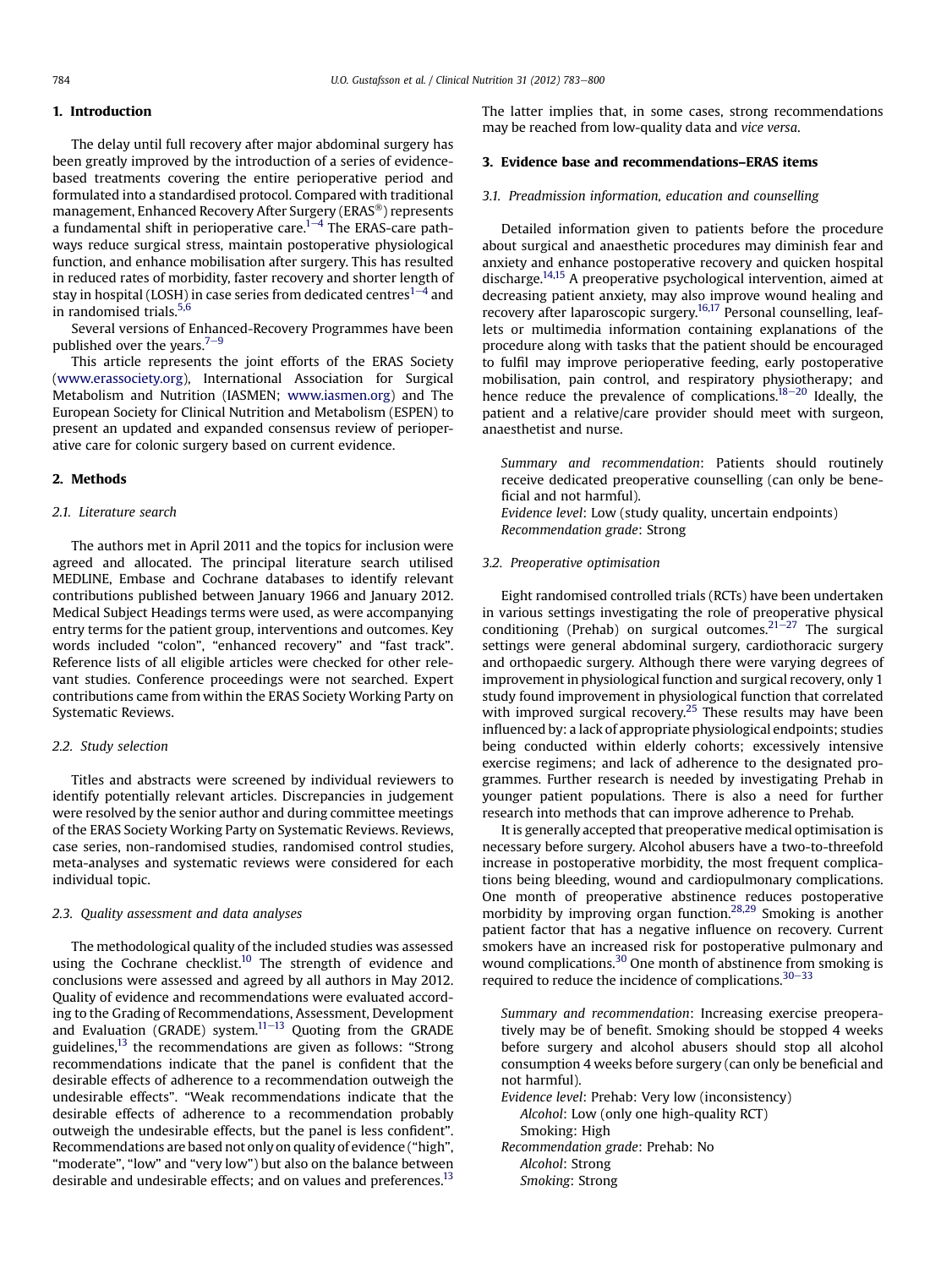## 1. Introduction

The delay until full recovery after major abdominal surgery has been greatly improved by the introduction of a series of evidence-based treatments covering the entire perioperative period and formulated into a standardised protocol. Compared with traditional management, Enhanced Recovery After Surgery (ERAS®) represents a fundamental shift in perioperative care.[1–4] The ERAS-care pathways reduce surgical stress, maintain postoperative physiological function, and enhance mobilisation after surgery. This has resulted in reduced rates of morbidity, faster recovery and shorter length of stay in hospital (LOSH) in case series from dedicated centres[1–4] and in randomised trials.[5,6]

Several versions of Enhanced-Recovery Programmes have been published over the years.[7–9]

This article represents the joint efforts of the ERAS Society (www.erassociety.org), International Association for Surgical Metabolism and Nutrition (IASMEN; www.iasmen.org) and The European Society for Clinical Nutrition and Metabolism (ESPEN) to present an updated and expanded consensus review of perioperative care for colonic surgery based on current evidence.

## 2. Methods

### 2.1. Literature search

The authors met in April 2011 and the topics for inclusion were agreed and allocated. The principal literature search utilised MEDLINE, Embase and Cochrane databases to identify relevant contributions published between January 1966 and January 2012. Medical Subject Headings terms were used, as were accompanying entry terms for the patient group, interventions and outcomes. Key words included "colon", "enhanced recovery" and "fast track". Reference lists of all eligible articles were checked for other relevant studies. Conference proceedings were not searched. Expert contributions came from within the ERAS Society Working Party on Systematic Reviews.

### 2.2. Study selection

Titles and abstracts were screened by individual reviewers to identify potentially relevant articles. Discrepancies in judgement were resolved by the senior author and during committee meetings of the ERAS Society Working Party on Systematic Reviews. Reviews, case series, non-randomised studies, randomised control studies, meta-analyses and systematic reviews were considered for each individual topic.

### 2.3. Quality assessment and data analyses

The methodological quality of the included studies was assessed using the Cochrane checklist.[10] The strength of evidence and conclusions were assessed and agreed by all authors in May 2012. Quality of evidence and recommendations were evaluated according to the Grading of Recommendations, Assessment, Development and Evaluation (GRADE) system.[11–13] Quoting from the GRADE guidelines,[13] the recommendations are given as follows: "Strong recommendations indicate that the panel is confident that the desirable effects of adherence to a recommendation outweigh the undesirable effects". "Weak recommendations indicate that the desirable effects of adherence to a recommendation probably outweigh the undesirable effects, but the panel is less confident". Recommendations are based not only on quality of evidence ("high", "moderate", "low" and "very low") but also on the balance between desirable and undesirable effects; and on values and preferences.[13] The latter implies that, in some cases, strong recommendations may be reached from low-quality data and *vice versa*.

## 3. Evidence base and recommendations–ERAS items

### 3.1. Preadmission information, education and counselling

Detailed information given to patients before the procedure about surgical and anaesthetic procedures may diminish fear and anxiety and enhance postoperative recovery and quicken hospital discharge.[14,15] A preoperative psychological intervention, aimed at decreasing patient anxiety, may also improve wound healing and recovery after laparoscopic surgery.[16,17] Personal counselling, leaflets or multimedia information containing explanations of the procedure along with tasks that the patient should be encouraged to fulfil may improve perioperative feeding, early postoperative mobilisation, pain control, and respiratory physiotherapy; and hence reduce the prevalence of complications.[18–20] Ideally, the patient and a relative/care provider should meet with surgeon, anaesthetist and nurse.

> *Summary and recommendation*: Patients should routinely receive dedicated preoperative counselling (can only be beneficial and not harmful).
> *Evidence level*: Low (study quality, uncertain endpoints)
> *Recommendation grade*: Strong

### 3.2. Preoperative optimisation

Eight randomised controlled trials (RCTs) have been undertaken in various settings investigating the role of preoperative physical conditioning (Prehab) on surgical outcomes.[21–27] The surgical settings were general abdominal surgery, cardiothoracic surgery and orthopaedic surgery. Although there were varying degrees of improvement in physiological function and surgical recovery, only 1 study found improvement in physiological function that correlated with improved surgical recovery.[25] These results may have been influenced by: a lack of appropriate physiological endpoints; studies being conducted within elderly cohorts; excessively intensive exercise regimens; and lack of adherence to the designated programmes. Further research is needed by investigating Prehab in younger patient populations. There is also a need for further research into methods that can improve adherence to Prehab.

It is generally accepted that preoperative medical optimisation is necessary before surgery. Alcohol abusers have a two-to-threefold increase in postoperative morbidity, the most frequent complications being bleeding, wound and cardiopulmonary complications. One month of preoperative abstinence reduces postoperative morbidity by improving organ function.[28,29] Smoking is another patient factor that has a negative influence on recovery. Current smokers have an increased risk for postoperative pulmonary and wound complications.[30] One month of abstinence from smoking is required to reduce the incidence of complications.[30–33]

> *Summary and recommendation*: Increasing exercise preoperatively may be of benefit. Smoking should be stopped 4 weeks before surgery and alcohol abusers should stop all alcohol consumption 4 weeks before surgery (can only be beneficial and not harmful).
> *Evidence level*: Prehab: Very low (inconsistency)
> *Alcohol*: Low (only one high-quality RCT)
> Smoking: High
> *Recommendation grade*: Prehab: No
> *Alcohol*: Strong
> *Smoking*: Strong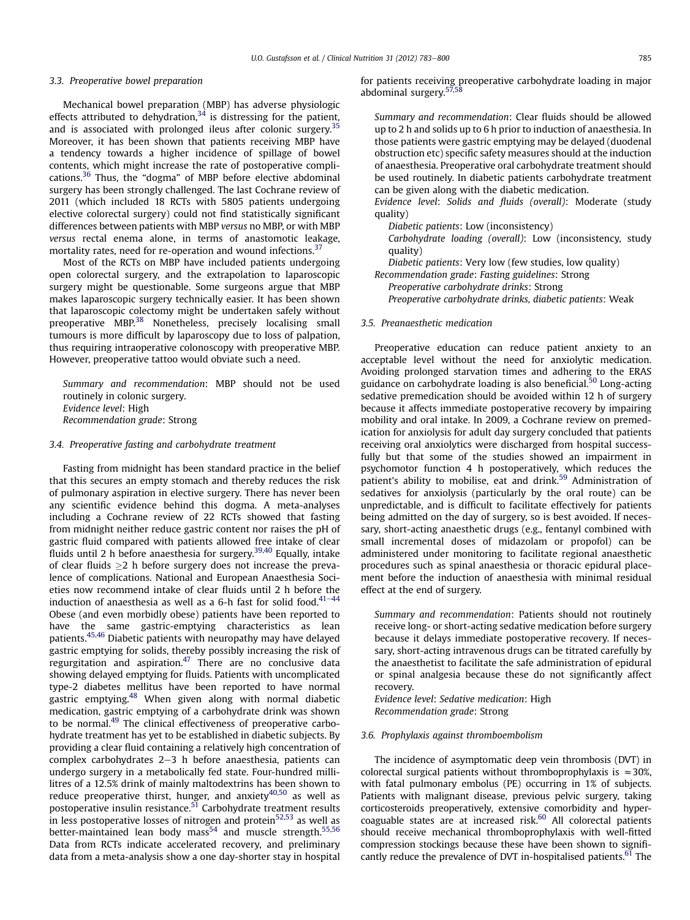### 3.3. Preoperative bowel preparation

Mechanical bowel preparation (MBP) has adverse physiologic effects attributed to dehydration,[34] is distressing for the patient, and is associated with prolonged ileus after colonic surgery.[35] Moreover, it has been shown that patients receiving MBP have a tendency towards a higher incidence of spillage of bowel contents, which might increase the rate of postoperative complications.[36] Thus, the "dogma" of MBP before elective abdominal surgery has been strongly challenged. The last Cochrane review of 2011 (which included 18 RCTs with 5805 patients undergoing elective colorectal surgery) could not find statistically significant differences between patients with MBP *versus* no MBP, or with MBP *versus* rectal enema alone, in terms of anastomotic leakage, mortality rates, need for re-operation and wound infections.[37]

Most of the RCTs on MBP have included patients undergoing open colorectal surgery, and the extrapolation to laparoscopic surgery might be questionable. Some surgeons argue that MBP makes laparoscopic surgery technically easier. It has been shown that laparoscopic colectomy might be undertaken safely without preoperative MBP.[38] Nonetheless, precisely localising small tumours is more difficult by laparoscopy due to loss of palpation, thus requiring intraoperative colonoscopy with preoperative MBP. However, preoperative tattoo would obviate such a need.

*Summary and recommendation*: MBP should not be used routinely in colonic surgery.
*Evidence level*: High
*Recommendation grade*: Strong

### 3.4. Preoperative fasting and carbohydrate treatment

Fasting from midnight has been standard practice in the belief that this secures an empty stomach and thereby reduces the risk of pulmonary aspiration in elective surgery. There has never been any scientific evidence behind this dogma. A meta-analyses including a Cochrane review of 22 RCTs showed that fasting from midnight neither reduce gastric content nor raises the pH of gastric fluid compared with patients allowed free intake of clear fluids until 2 h before anaesthesia for surgery.[39,40] Equally, intake of clear fluids $\geq$2 h before surgery does not increase the prevalence of complications. National and European Anaesthesia Societies now recommend intake of clear fluids until 2 h before the induction of anaesthesia as well as a 6-h fast for solid food.[41–44] Obese (and even morbidly obese) patients have been reported to have the same gastric-emptying characteristics as lean patients.[45,46] Diabetic patients with neuropathy may have delayed gastric emptying for solids, thereby possibly increasing the risk of regurgitation and aspiration.[47] There are no conclusive data showing delayed emptying for fluids. Patients with uncomplicated type-2 diabetes mellitus have been reported to have normal gastric emptying.[48] When given along with normal diabetic medication, gastric emptying of a carbohydrate drink was shown to be normal.[49] The clinical effectiveness of preoperative carbohydrate treatment has yet to be established in diabetic subjects. By providing a clear fluid containing a relatively high concentration of complex carbohydrates 2–3 h before anaesthesia, patients can undergo surgery in a metabolically fed state. Four-hundred millilitres of a 12.5% drink of mainly maltodextrins has been shown to reduce preoperative thirst, hunger, and anxiety[40,50] as well as postoperative insulin resistance.[51] Carbohydrate treatment results in less postoperative losses of nitrogen and protein[52,53] as well as better-maintained lean body mass[54] and muscle strength.[55,56] Data from RCTs indicate accelerated recovery, and preliminary data from a meta-analysis show a one day-shorter stay in hospital for patients receiving preoperative carbohydrate loading in major abdominal surgery.[57,58]

*Summary and recommendation*: Clear fluids should be allowed up to 2 h and solids up to 6 h prior to induction of anaesthesia. In those patients were gastric emptying may be delayed (duodenal obstruction etc) specific safety measures should at the induction of anaesthesia. Preoperative oral carbohydrate treatment should be used routinely. In diabetic patients carbohydrate treatment can be given along with the diabetic medication.
*Evidence level*: *Solids and fluids (overall)*: Moderate (study quality)
*Diabetic patients*: Low (inconsistency)
*Carbohydrate loading (overall)*: Low (inconsistency, study quality)
*Diabetic patients*: Very low (few studies, low quality)
*Recommendation grade*: *Fasting guidelines*: Strong
*Preoperative carbohydrate drinks*: Strong
*Preoperative carbohydrate drinks, diabetic patients*: Weak

### 3.5. Preanaesthetic medication

Preoperative education can reduce patient anxiety to an acceptable level without the need for anxiolytic medication. Avoiding prolonged starvation times and adhering to the ERAS guidance on carbohydrate loading is also beneficial.[50] Long-acting sedative premedication should be avoided within 12 h of surgery because it affects immediate postoperative recovery by impairing mobility and oral intake. In 2009, a Cochrane review on premedication for anxiolysis for adult day surgery concluded that patients receiving oral anxiolytics were discharged from hospital successfully but that some of the studies showed an impairment in psychomotor function 4 h postoperatively, which reduces the patient's ability to mobilise, eat and drink.[59] Administration of sedatives for anxiolysis (particularly by the oral route) can be unpredictable, and is difficult to facilitate effectively for patients being admitted on the day of surgery, so is best avoided. If necessary, short-acting anaesthetic drugs (e.g., fentanyl combined with small incremental doses of midazolam or propofol) can be administered under monitoring to facilitate regional anaesthetic procedures such as spinal anaesthesia or thoracic epidural placement before the induction of anaesthesia with minimal residual effect at the end of surgery.

*Summary and recommendation*: Patients should not routinely receive long- or short-acting sedative medication before surgery because it delays immediate postoperative recovery. If necessary, short-acting intravenous drugs can be titrated carefully by the anaesthetist to facilitate the safe administration of epidural or spinal analgesia because these do not significantly affect recovery.
*Evidence level*: *Sedative medication*: High
*Recommendation grade*: Strong

### 3.6. Prophylaxis against thromboembolism

The incidence of asymptomatic deep vein thrombosis (DVT) in colorectal surgical patients without thromboprophylaxis is $\approx$30%, with fatal pulmonary embolus (PE) occurring in 1% of subjects. Patients with malignant disease, previous pelvic surgery, taking corticosteroids preoperatively, extensive comorbidity and hypercoagulable states are at increased risk.[60] All colorectal patients should receive mechanical thromboprophylaxis with well-fitted compression stockings because these have been shown to significantly reduce the prevalence of DVT in-hospitalised patients.[61] The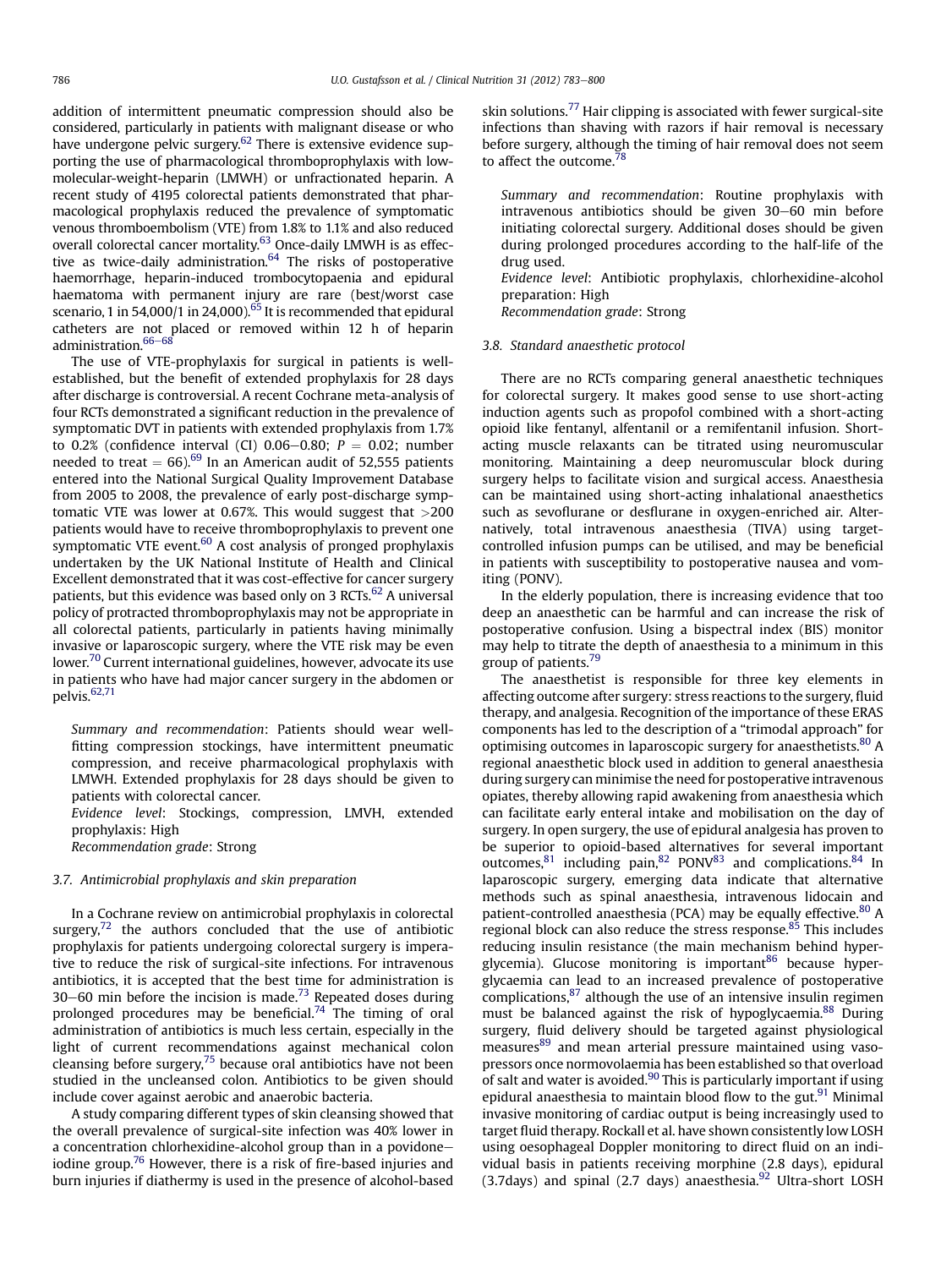addition of intermittent pneumatic compression should also be considered, particularly in patients with malignant disease or who have undergone pelvic surgery.[62] There is extensive evidence supporting the use of pharmacological thromboprophylaxis with low-molecular-weight-heparin (LMWH) or unfractionated heparin. A recent study of 4195 colorectal patients demonstrated that pharmacological prophylaxis reduced the prevalence of symptomatic venous thromboembolism (VTE) from 1.8% to 1.1% and also reduced overall colorectal cancer mortality.[63] Once-daily LMWH is as effective as twice-daily administration.[64] The risks of postoperative haemorrhage, heparin-induced trombocytopaenia and epidural haematoma with permanent injury are rare (best/worst case scenario, 1 in 54,000/1 in 24,000).[65] It is recommended that epidural catheters are not placed or removed within 12 h of heparin administration.[66–68]

The use of VTE-prophylaxis for surgical in patients is well-established, but the benefit of extended prophylaxis for 28 days after discharge is controversial. A recent Cochrane meta-analysis of four RCTs demonstrated a significant reduction in the prevalence of symptomatic DVT in patients with extended prophylaxis from 1.7% to 0.2% (confidence interval (CI) 0.06–0.80; $P = 0.02$; number needed to treat = 66).[69] In an American audit of 52,555 patients entered into the National Surgical Quality Improvement Database from 2005 to 2008, the prevalence of early post-discharge symptomatic VTE was lower at 0.67%. This would suggest that >200 patients would have to receive thromboprophylaxis to prevent one symptomatic VTE event.[60] A cost analysis of pronged prophylaxis undertaken by the UK National Institute of Health and Clinical Excellent demonstrated that it was cost-effective for cancer surgery patients, but this evidence was based only on 3 RCTs.[62] A universal policy of protracted thromboprophylaxis may not be appropriate in all colorectal patients, particularly in patients having minimally invasive or laparoscopic surgery, where the VTE risk may be even lower.[70] Current international guidelines, however, advocate its use in patients who have had major cancer surgery in the abdomen or pelvis.[62,71]

*Summary and recommendation*: Patients should wear well-fitting compression stockings, have intermittent pneumatic compression, and receive pharmacological prophylaxis with LMWH. Extended prophylaxis for 28 days should be given to patients with colorectal cancer.
*Evidence level*: Stockings, compression, LMVH, extended prophylaxis: High
*Recommendation grade*: Strong

### 3.7. Antimicrobial prophylaxis and skin preparation

In a Cochrane review on antimicrobial prophylaxis in colorectal surgery,[72] the authors concluded that the use of antibiotic prophylaxis for patients undergoing colorectal surgery is imperative to reduce the risk of surgical-site infections. For intravenous antibiotics, it is accepted that the best time for administration is 30–60 min before the incision is made.[73] Repeated doses during prolonged procedures may be beneficial.[74] The timing of oral administration of antibiotics is much less certain, especially in the light of current recommendations against mechanical colon cleansing before surgery,[75] because oral antibiotics have not been studied in the uncleansed colon. Antibiotics to be given should include cover against aerobic and anaerobic bacteria.

A study comparing different types of skin cleansing showed that the overall prevalence of surgical-site infection was 40% lower in a concentration chlorhexidine-alcohol group than in a povidone–iodine group.[76] However, there is a risk of fire-based injuries and burn injuries if diathermy is used in the presence of alcohol-based skin solutions.[77] Hair clipping is associated with fewer surgical-site infections than shaving with razors if hair removal is necessary before surgery, although the timing of hair removal does not seem to affect the outcome.[78]

*Summary and recommendation*: Routine prophylaxis with intravenous antibiotics should be given 30–60 min before initiating colorectal surgery. Additional doses should be given during prolonged procedures according to the half-life of the drug used.
*Evidence level*: Antibiotic prophylaxis, chlorhexidine-alcohol preparation: High
*Recommendation grade*: Strong

### 3.8. Standard anaesthetic protocol

There are no RCTs comparing general anaesthetic techniques for colorectal surgery. It makes good sense to use short-acting induction agents such as propofol combined with a short-acting opioid like fentanyl, alfentanil or a remifentanil infusion. Short-acting muscle relaxants can be titrated using neuromuscular monitoring. Maintaining a deep neuromuscular block during surgery helps to facilitate vision and surgical access. Anaesthesia can be maintained using short-acting inhalational anaesthetics such as sevoflurane or desflurane in oxygen-enriched air. Alternatively, total intravenous anaesthesia (TIVA) using target-controlled infusion pumps can be utilised, and may be beneficial in patients with susceptibility to postoperative nausea and vomiting (PONV).

In the elderly population, there is increasing evidence that too deep an anaesthetic can be harmful and can increase the risk of postoperative confusion. Using a bispectral index (BIS) monitor may help to titrate the depth of anaesthesia to a minimum in this group of patients.[79]

The anaesthetist is responsible for three key elements in affecting outcome after surgery: stress reactions to the surgery, fluid therapy, and analgesia. Recognition of the importance of these ERAS components has led to the description of a "trimodal approach" for optimising outcomes in laparoscopic surgery for anaesthetists.[80] A regional anaesthetic block used in addition to general anaesthesia during surgery can minimise the need for postoperative intravenous opiates, thereby allowing rapid awakening from anaesthesia which can facilitate early enteral intake and mobilisation on the day of surgery. In open surgery, the use of epidural analgesia has proven to be superior to opioid-based alternatives for several important outcomes,[81] including pain,[82] PONV[83] and complications.[84] In laparoscopic surgery, emerging data indicate that alternative methods such as spinal anaesthesia, intravenous lidocain and patient-controlled anaesthesia (PCA) may be equally effective.[80] A regional block can also reduce the stress response.[85] This includes reducing insulin resistance (the main mechanism behind hyperglycemia). Glucose monitoring is important[86] because hyperglycaemia can lead to an increased prevalence of postoperative complications,[87] although the use of an intensive insulin regimen must be balanced against the risk of hypoglycaemia.[88] During surgery, fluid delivery should be targeted against physiological measures[89] and mean arterial pressure maintained using vasopressors once normovolaemia has been established so that overload of salt and water is avoided.[90] This is particularly important if using epidural anaesthesia to maintain blood flow to the gut.[91] Minimal invasive monitoring of cardiac output is being increasingly used to target fluid therapy. Rockall et al. have shown consistently low LOSH using oesophageal Doppler monitoring to direct fluid on an individual basis in patients receiving morphine (2.8 days), epidural (3.7days) and spinal (2.7 days) anaesthesia.[92] Ultra-short LOSH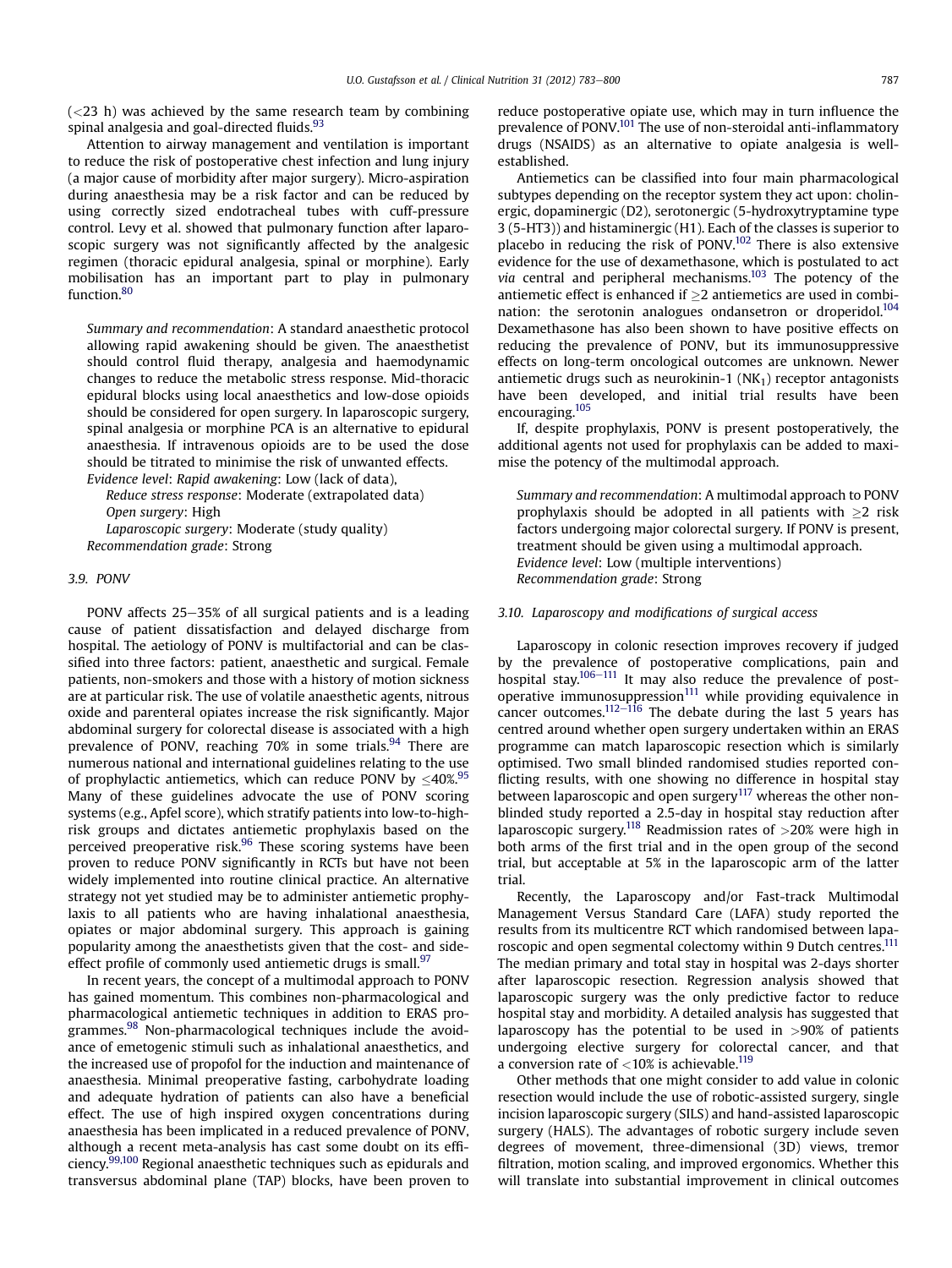(<23 h) was achieved by the same research team by combining spinal analgesia and goal-directed fluids.[93]

Attention to airway management and ventilation is important to reduce the risk of postoperative chest infection and lung injury (a major cause of morbidity after major surgery). Micro-aspiration during anaesthesia may be a risk factor and can be reduced by using correctly sized endotracheal tubes with cuff-pressure control. Levy et al. showed that pulmonary function after laparoscopic surgery was not significantly affected by the analgesic regimen (thoracic epidural analgesia, spinal or morphine). Early mobilisation has an important part to play in pulmonary function.[80]

*Summary and recommendation*: A standard anaesthetic protocol allowing rapid awakening should be given. The anaesthetist should control fluid therapy, analgesia and haemodynamic changes to reduce the metabolic stress response. Mid-thoracic epidural blocks using local anaesthetics and low-dose opioids should be considered for open surgery. In laparoscopic surgery, spinal analgesia or morphine PCA is an alternative to epidural anaesthesia. If intravenous opioids are to be used the dose should be titrated to minimise the risk of unwanted effects.
*Evidence level*: *Rapid awakening*: Low (lack of data),
*Reduce stress response*: Moderate (extrapolated data)
*Open surgery*: High
*Laparoscopic surgery*: Moderate (study quality)
*Recommendation grade*: Strong

### 3.9. PONV

PONV affects 25–35% of all surgical patients and is a leading cause of patient dissatisfaction and delayed discharge from hospital. The aetiology of PONV is multifactorial and can be classified into three factors: patient, anaesthetic and surgical. Female patients, non-smokers and those with a history of motion sickness are at particular risk. The use of volatile anaesthetic agents, nitrous oxide and parenteral opiates increase the risk significantly. Major abdominal surgery for colorectal disease is associated with a high prevalence of PONV, reaching 70% in some trials.[94] There are numerous national and international guidelines relating to the use of prophylactic antiemetics, which can reduce PONV by ≤40%.[95] Many of these guidelines advocate the use of PONV scoring systems (e.g., Apfel score), which stratify patients into low-to-high-risk groups and dictates antiemetic prophylaxis based on the perceived preoperative risk.[96] These scoring systems have been proven to reduce PONV significantly in RCTs but have not been widely implemented into routine clinical practice. An alternative strategy not yet studied may be to administer antiemetic prophylaxis to all patients who are having inhalational anaesthesia, opiates or major abdominal surgery. This approach is gaining popularity among the anaesthetists given that the cost- and side-effect profile of commonly used antiemetic drugs is small.[97]

In recent years, the concept of a multimodal approach to PONV has gained momentum. This combines non-pharmacological and pharmacological antiemetic techniques in addition to ERAS programmes.[98] Non-pharmacological techniques include the avoidance of emetogenic stimuli such as inhalational anaesthetics, and the increased use of propofol for the induction and maintenance of anaesthesia. Minimal preoperative fasting, carbohydrate loading and adequate hydration of patients can also have a beneficial effect. The use of high inspired oxygen concentrations during anaesthesia has been implicated in a reduced prevalence of PONV, although a recent meta-analysis has cast some doubt on its efficiency.[99,100] Regional anaesthetic techniques such as epidurals and transversus abdominal plane (TAP) blocks, have been proven to reduce postoperative opiate use, which may in turn influence the prevalence of PONV.[101] The use of non-steroidal anti-inflammatory drugs (NSAIDS) as an alternative to opiate analgesia is well-established.

Antiemetics can be classified into four main pharmacological subtypes depending on the receptor system they act upon: cholinergic, dopaminergic (D2), serotonergic (5-hydroxytryptamine type 3 (5-HT3)) and histaminergic (H1). Each of the classes is superior to placebo in reducing the risk of PONV.[102] There is also extensive evidence for the use of dexamethasone, which is postulated to act *via* central and peripheral mechanisms.[103] The potency of the antiemetic effect is enhanced if ≥2 antiemetics are used in combination: the serotonin analogues ondansetron or droperidol.[104] Dexamethasone has also been shown to have positive effects on reducing the prevalence of PONV, but its immunosuppressive effects on long-term oncological outcomes are unknown. Newer antiemetic drugs such as neurokinin-1 ($NK_1$) receptor antagonists have been developed, and initial trial results have been encouraging.[105]

If, despite prophylaxis, PONV is present postoperatively, the additional agents not used for prophylaxis can be added to maximise the potency of the multimodal approach.

*Summary and recommendation*: A multimodal approach to PONV prophylaxis should be adopted in all patients with ≥2 risk factors undergoing major colorectal surgery. If PONV is present, treatment should be given using a multimodal approach.
*Evidence level*: Low (multiple interventions)
*Recommendation grade*: Strong

### 3.10. Laparoscopy and modifications of surgical access

Laparoscopy in colonic resection improves recovery if judged by the prevalence of postoperative complications, pain and hospital stay.[106–111] It may also reduce the prevalence of postoperative immunosuppression[111] while providing equivalence in cancer outcomes.[112–116] The debate during the last 5 years has centred around whether open surgery undertaken within an ERAS programme can match laparoscopic resection which is similarly optimised. Two small blinded randomised studies reported conflicting results, with one showing no difference in hospital stay between laparoscopic and open surgery[117] whereas the other non-blinded study reported a 2.5-day in hospital stay reduction after laparoscopic surgery.[118] Readmission rates of >20% were high in both arms of the first trial and in the open group of the second trial, but acceptable at 5% in the laparoscopic arm of the latter trial.

Recently, the Laparoscopy and/or Fast-track Multimodal Management Versus Standard Care (LAFA) study reported the results from its multicentre RCT which randomised between laparoscopic and open segmental colectomy within 9 Dutch centres.[111] The median primary and total stay in hospital was 2-days shorter after laparoscopic resection. Regression analysis showed that laparoscopic surgery was the only predictive factor to reduce hospital stay and morbidity. A detailed analysis has suggested that laparoscopy has the potential to be used in >90% of patients undergoing elective surgery for colorectal cancer, and that a conversion rate of <10% is achievable.[119]

Other methods that one might consider to add value in colonic resection would include the use of robotic-assisted surgery, single incision laparoscopic surgery (SILS) and hand-assisted laparoscopic surgery (HALS). The advantages of robotic surgery include seven degrees of movement, three-dimensional (3D) views, tremor filtration, motion scaling, and improved ergonomics. Whether this will translate into substantial improvement in clinical outcomes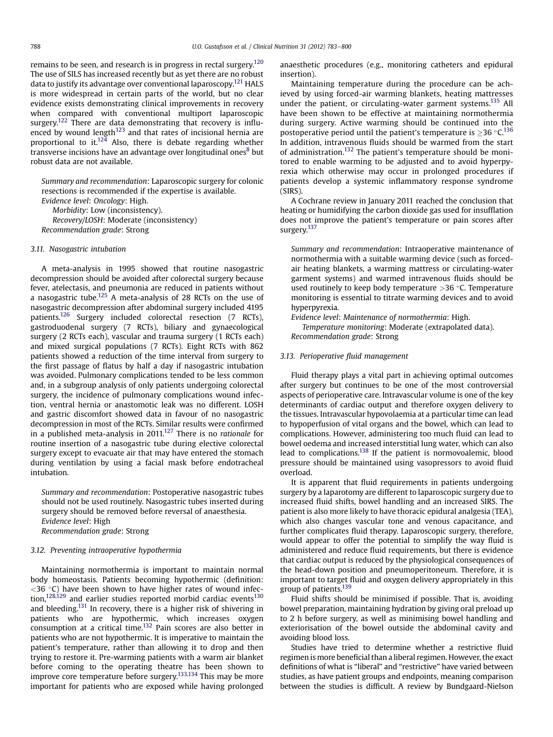remains to be seen, and research is in progress in rectal surgery.[120] The use of SILS has increased recently but as yet there are no robust data to justify its advantage over conventional laparoscopy.[121] HALS is more widespread in certain parts of the world, but no clear evidence exists demonstrating clinical improvements in recovery when compared with conventional multiport laparoscopic surgery.[122] There are data demonstrating that recovery is influenced by wound length[123] and that rates of incisional hernia are proportional to it.[124] Also, there is debate regarding whether transverse incisions have an advantage over longitudinal ones[8] but robust data are not available.

*Summary and recommendation*: Laparoscopic surgery for colonic resections is recommended if the expertise is available.
*Evidence level*: *Oncology*: High.
*Morbidity*: Low (inconsistency).
*Recovery/LOSH*: Moderate (inconsistency)
*Recommendation grade*: Strong

### 3.11. Nasogastric intubation

A meta-analysis in 1995 showed that routine nasogastric decompression should be avoided after colorectal surgery because fever, atelectasis, and pneumonia are reduced in patients without a nasogastric tube.[125] A meta-analysis of 28 RCTs on the use of nasogastric decompression after abdominal surgery included 4195 patients.[126] Surgery included colorectal resection (7 RCTs), gastroduodenal surgery (7 RCTs), biliary and gynaecological surgery (2 RCTs each), vascular and trauma surgery (1 RCTs each) and mixed surgical populations (7 RCTs). Eight RCTs with 862 patients showed a reduction of the time interval from surgery to the first passage of flatus by half a day if nasogastric intubation was avoided. Pulmonary complications tended to be less common and, in a subgroup analysis of only patients undergoing colorectal surgery, the incidence of pulmonary complications wound infection, ventral hernia or anastomotic leak was no different. LOSH and gastric discomfort showed data in favour of no nasogastric decompression in most of the RCTs. Similar results were confirmed in a published meta-analysis in 2011.[127] There is no *rationale* for routine insertion of a nasogastric tube during elective colorectal surgery except to evacuate air that may have entered the stomach during ventilation by using a facial mask before endotracheal intubation.

*Summary and recommendation*: Postoperative nasogastric tubes should not be used routinely. Nasogastric tubes inserted during surgery should be removed before reversal of anaesthesia.
*Evidence level*: High
*Recommendation grade*: Strong

### 3.12. Preventing intraoperative hypothermia

Maintaining normothermia is important to maintain normal body homeostasis. Patients becoming hypothermic (definition: $<36$ °C) have been shown to have higher rates of wound infection,[128,129] and earlier studies reported morbid cardiac events[130] and bleeding.[131] In recovery, there is a higher risk of shivering in patients who are hypothermic, which increases oxygen consumption at a critical time.[132] Pain scores are also better in patients who are not hypothermic. It is imperative to maintain the patient's temperature, rather than allowing it to drop and then trying to restore it. Pre-warming patients with a warm air blanket before coming to the operating theatre has been shown to improve core temperature before surgery.[133,134] This may be more important for patients who are exposed while having prolonged anaesthetic procedures (e.g., monitoring catheters and epidural insertion).

Maintaining temperature during the procedure can be achieved by using forced-air warming blankets, heating mattresses under the patient, or circulating-water garment systems.[135] All have been shown to be effective at maintaining normothermia during surgery. Active warming should be continued into the postoperative period until the patient's temperature is $\geq 36$ °C.[136] In addition, intravenous fluids should be warmed from the start of administration.[132] The patient's temperature should be monitored to enable warming to be adjusted and to avoid hyperpyrexia which otherwise may occur in prolonged procedures if patients develop a systemic inflammatory response syndrome (SIRS).

A Cochrane review in January 2011 reached the conclusion that heating or humidifying the carbon dioxide gas used for insufflation does not improve the patient's temperature or pain scores after surgery.[137]

*Summary and recommendation*: Intraoperative maintenance of normothermia with a suitable warming device (such as forced-air heating blankets, a warming mattress or circulating-water garment systems) and warmed intravenous fluids should be used routinely to keep body temperature $>36$ °C. Temperature monitoring is essential to titrate warming devices and to avoid hyperpyrexia.
*Evidence level*: *Maintenance of normothermia*: High.
*Temperature monitoring*: Moderate (extrapolated data).
*Recommendation grade*: Strong

### 3.13. Perioperative fluid management

Fluid therapy plays a vital part in achieving optimal outcomes after surgery but continues to be one of the most controversial aspects of perioperative care. Intravascular volume is one of the key determinants of cardiac output and therefore oxygen delivery to the tissues. Intravascular hypovolaemia at a particular time can lead to hypoperfusion of vital organs and the bowel, which can lead to complications. However, administering too much fluid can lead to bowel oedema and increased interstitial lung water, which can also lead to complications.[138] If the patient is normovoalemic, blood pressure should be maintained using vasopressors to avoid fluid overload.

It is apparent that fluid requirements in patients undergoing surgery by a laparotomy are different to laparoscopic surgery due to increased fluid shifts, bowel handling and an increased SIRS. The patient is also more likely to have thoracic epidural analgesia (TEA), which also changes vascular tone and venous capacitance, and further complicates fluid therapy. Laparoscopic surgery, therefore, would appear to offer the potential to simplify the way fluid is administered and reduce fluid requirements, but there is evidence that cardiac output is reduced by the physiological consequences of the head-down position and pneumoperitoneum. Therefore, it is important to target fluid and oxygen delivery appropriately in this group of patients.[139]

Fluid shifts should be minimised if possible. That is, avoiding bowel preparation, maintaining hydration by giving oral preload up to 2 h before surgery, as well as minimising bowel handling and exteriorisation of the bowel outside the abdominal cavity and avoiding blood loss.

Studies have tried to determine whether a restrictive fluid regimen is more beneficial than a liberal regimen. However, the exact definitions of what is "liberal" and "restrictive" have varied between studies, as have patient groups and endpoints, meaning comparison between the studies is difficult. A review by Bundgaard-Nielson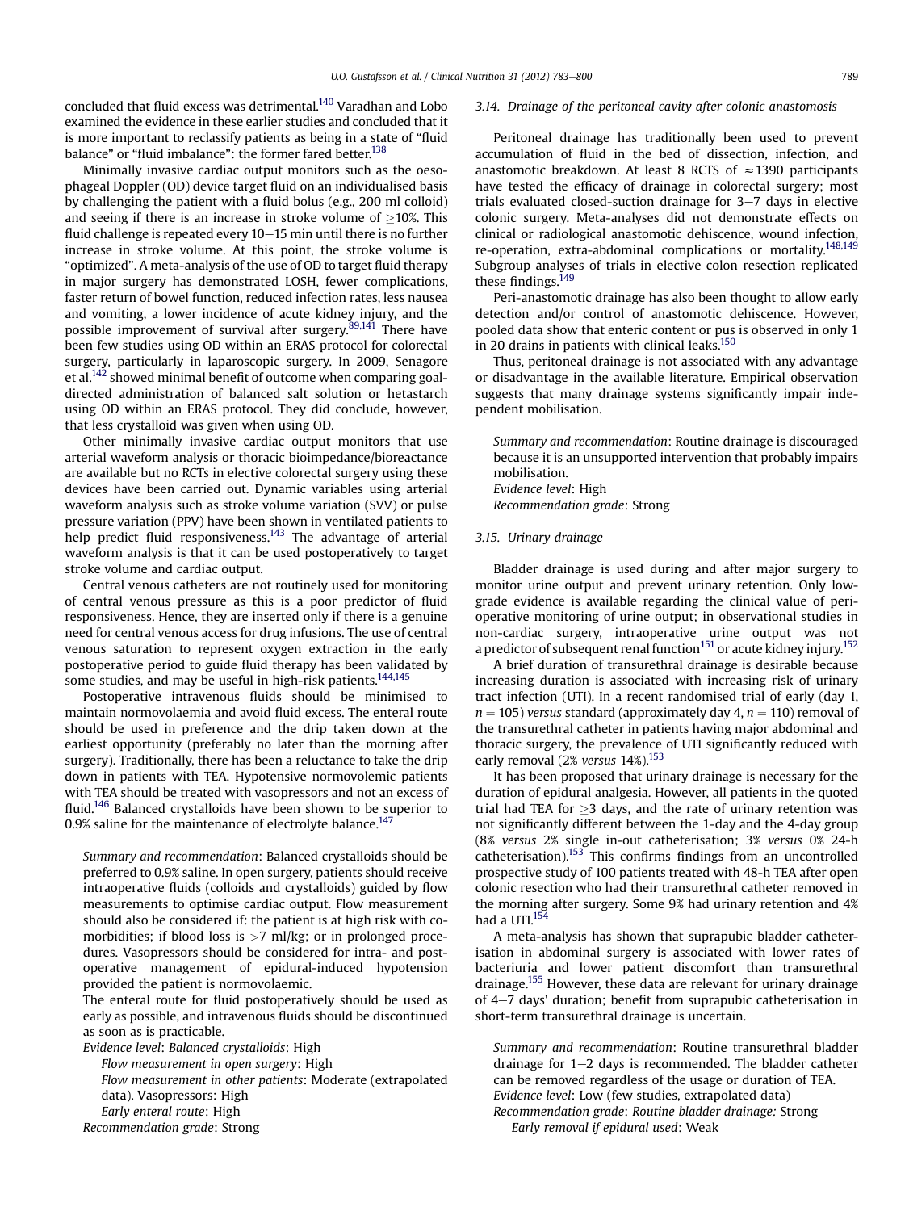concluded that fluid excess was detrimental.[140] Varadhan and Lobo examined the evidence in these earlier studies and concluded that it is more important to reclassify patients as being in a state of "fluid balance" or "fluid imbalance": the former fared better.[138]

Minimally invasive cardiac output monitors such as the oesophageal Doppler (OD) device target fluid on an individualised basis by challenging the patient with a fluid bolus (e.g., 200 ml colloid) and seeing if there is an increase in stroke volume of ≥10%. This fluid challenge is repeated every 10–15 min until there is no further increase in stroke volume. At this point, the stroke volume is "optimized". A meta-analysis of the use of OD to target fluid therapy in major surgery has demonstrated LOSH, fewer complications, faster return of bowel function, reduced infection rates, less nausea and vomiting, a lower incidence of acute kidney injury, and the possible improvement of survival after surgery.[89,141] There have been few studies using OD within an ERAS protocol for colorectal surgery, particularly in laparoscopic surgery. In 2009, Senagore et al.[142] showed minimal benefit of outcome when comparing goal-directed administration of balanced salt solution or hetastarch using OD within an ERAS protocol. They did conclude, however, that less crystalloid was given when using OD.

Other minimally invasive cardiac output monitors that use arterial waveform analysis or thoracic bioimpedance/bioreactance are available but no RCTs in elective colorectal surgery using these devices have been carried out. Dynamic variables using arterial waveform analysis such as stroke volume variation (SVV) or pulse pressure variation (PPV) have been shown in ventilated patients to help predict fluid responsiveness.[143] The advantage of arterial waveform analysis is that it can be used postoperatively to target stroke volume and cardiac output.

Central venous catheters are not routinely used for monitoring of central venous pressure as this is a poor predictor of fluid responsiveness. Hence, they are inserted only if there is a genuine need for central venous access for drug infusions. The use of central venous saturation to represent oxygen extraction in the early postoperative period to guide fluid therapy has been validated by some studies, and may be useful in high-risk patients.[144,145]

Postoperative intravenous fluids should be minimised to maintain normovolaemia and avoid fluid excess. The enteral route should be used in preference and the drip taken down at the earliest opportunity (preferably no later than the morning after surgery). Traditionally, there has been a reluctance to take the drip down in patients with TEA. Hypotensive normovolemic patients with TEA should be treated with vasopressors and not an excess of fluid.[146] Balanced crystalloids have been shown to be superior to 0.9% saline for the maintenance of electrolyte balance.[147]

*Summary and recommendation*: Balanced crystalloids should be preferred to 0.9% saline. In open surgery, patients should receive intraoperative fluids (colloids and crystalloids) guided by flow measurements to optimise cardiac output. Flow measurement should also be considered if: the patient is at high risk with co-morbidities; if blood loss is >7 ml/kg; or in prolonged procedures. Vasopressors should be considered for intra- and post-operative management of epidural-induced hypotension provided the patient is normovolaemic.
The enteral route for fluid postoperatively should be used as early as possible, and intravenous fluids should be discontinued as soon as is practicable.
*Evidence level*: *Balanced crystalloids*: High
*Flow measurement in open surgery*: High
*Flow measurement in other patients*: Moderate (extrapolated data). Vasopressors: High
*Early enteral route*: High
*Recommendation grade*: Strong

### 3.14. Drainage of the peritoneal cavity after colonic anastomosis

Peritoneal drainage has traditionally been used to prevent accumulation of fluid in the bed of dissection, infection, and anastomotic breakdown. At least 8 RCTS of ≈1390 participants have tested the efficacy of drainage in colorectal surgery; most trials evaluated closed-suction drainage for 3–7 days in elective colonic surgery. Meta-analyses did not demonstrate effects on clinical or radiological anastomotic dehiscence, wound infection, re-operation, extra-abdominal complications or mortality.[148,149] Subgroup analyses of trials in elective colon resection replicated these findings.[149]

Peri-anastomotic drainage has also been thought to allow early detection and/or control of anastomotic dehiscence. However, pooled data show that enteric content or pus is observed in only 1 in 20 drains in patients with clinical leaks.[150]

Thus, peritoneal drainage is not associated with any advantage or disadvantage in the available literature. Empirical observation suggests that many drainage systems significantly impair independent mobilisation.

*Summary and recommendation*: Routine drainage is discouraged because it is an unsupported intervention that probably impairs mobilisation.
*Evidence level*: High
*Recommendation grade*: Strong

### 3.15. Urinary drainage

Bladder drainage is used during and after major surgery to monitor urine output and prevent urinary retention. Only low-grade evidence is available regarding the clinical value of peri-operative monitoring of urine output; in observational studies in non-cardiac surgery, intraoperative urine output was not a predictor of subsequent renal function[151] or acute kidney injury.[152]

A brief duration of transurethral drainage is desirable because increasing duration is associated with increasing risk of urinary tract infection (UTI). In a recent randomised trial of early (day 1, $n = 105$) *versus* standard (approximately day 4, $n = 110$) removal of the transurethral catheter in patients having major abdominal and thoracic surgery, the prevalence of UTI significantly reduced with early removal (2% *versus* 14%).[153]

It has been proposed that urinary drainage is necessary for the duration of epidural analgesia. However, all patients in the quoted trial had TEA for ≥3 days, and the rate of urinary retention was not significantly different between the 1-day and the 4-day group (8% *versus* 2% single in-out catheterisation; 3% *versus* 0% 24-h catheterisation).[153] This confirms findings from an uncontrolled prospective study of 100 patients treated with 48-h TEA after open colonic resection who had their transurethral catheter removed in the morning after surgery. Some 9% had urinary retention and 4% had a UTI.[154]

A meta-analysis has shown that suprapubic bladder catheterisation in abdominal surgery is associated with lower rates of bacteriuria and lower patient discomfort than transurethral drainage.[155] However, these data are relevant for urinary drainage of 4–7 days' duration; benefit from suprapubic catheterisation in short-term transurethral drainage is uncertain.

*Summary and recommendation*: Routine transurethral bladder drainage for 1–2 days is recommended. The bladder catheter can be removed regardless of the usage or duration of TEA.
*Evidence level*: Low (few studies, extrapolated data)
*Recommendation grade*: *Routine bladder drainage:* Strong
*Early removal if epidural used*: Weak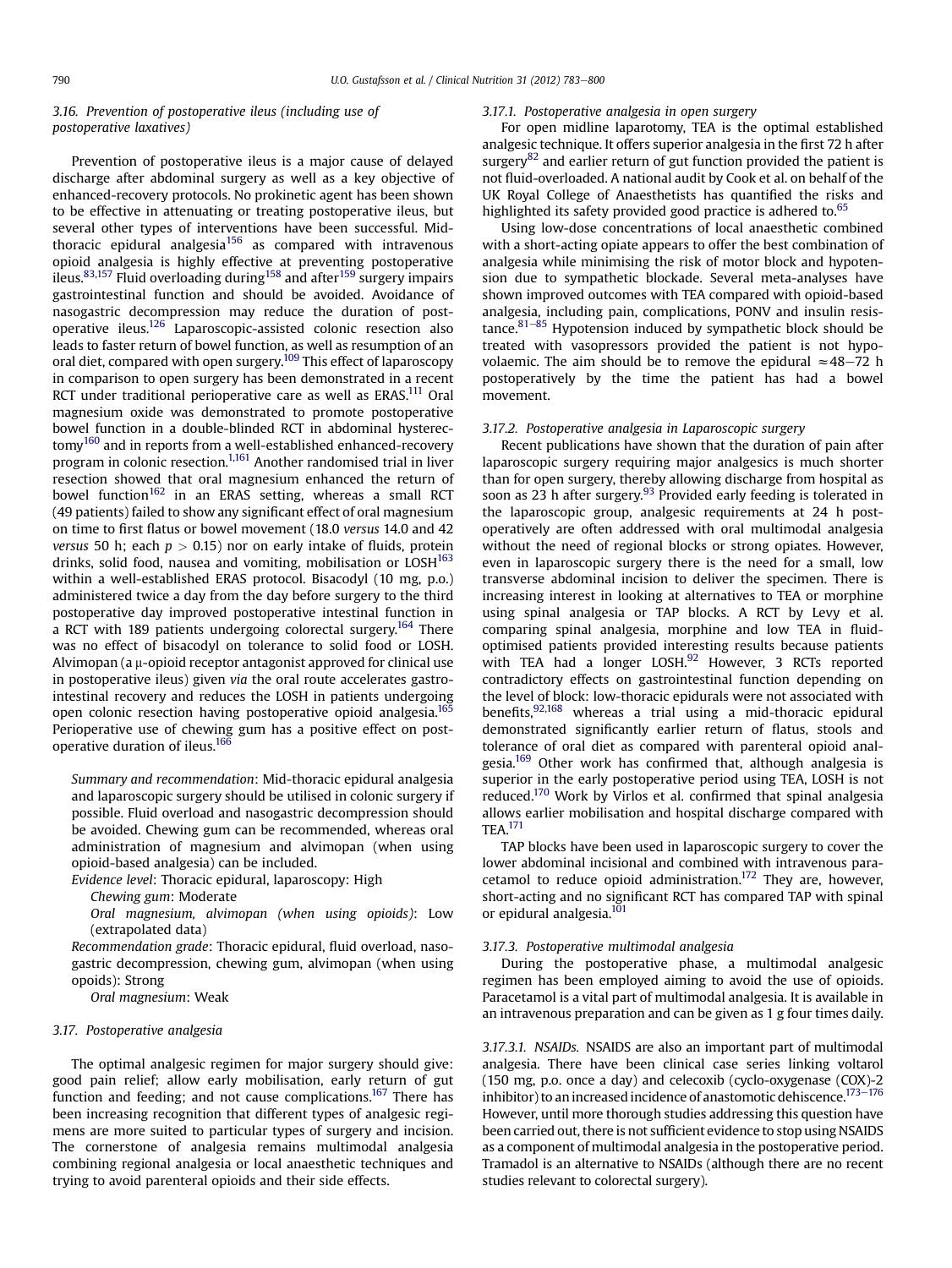### 3.16. Prevention of postoperative ileus (including use of postoperative laxatives)

Prevention of postoperative ileus is a major cause of delayed discharge after abdominal surgery as well as a key objective of enhanced-recovery protocols. No prokinetic agent has been shown to be effective in attenuating or treating postoperative ileus, but several other types of interventions have been successful. Mid-thoracic epidural analgesia[156] as compared with intravenous opioid analgesia is highly effective at preventing postoperative ileus.[83,157] Fluid overloading during[158] and after[159] surgery impairs gastrointestinal function and should be avoided. Avoidance of nasogastric decompression may reduce the duration of postoperative ileus.[126] Laparoscopic-assisted colonic resection also leads to faster return of bowel function, as well as resumption of an oral diet, compared with open surgery.[109] This effect of laparoscopy in comparison to open surgery has been demonstrated in a recent RCT under traditional perioperative care as well as ERAS.[111] Oral magnesium oxide was demonstrated to promote postoperative bowel function in a double-blinded RCT in abdominal hysterectomy[160] and in reports from a well-established enhanced-recovery program in colonic resection.[1,161] Another randomised trial in liver resection showed that oral magnesium enhanced the return of bowel function[162] in an ERAS setting, whereas a small RCT (49 patients) failed to show any significant effect of oral magnesium on time to first flatus or bowel movement (18.0 *versus* 14.0 and 42 *versus* 50 h; each $p > 0.15$) nor on early intake of fluids, protein drinks, solid food, nausea and vomiting, mobilisation or LOSH[163] within a well-established ERAS protocol. Bisacodyl (10 mg, p.o.) administered twice a day from the day before surgery to the third postoperative day improved postoperative intestinal function in a RCT with 189 patients undergoing colorectal surgery.[164] There was no effect of bisacodyl on tolerance to solid food or LOSH. Alvimopan (a μ-opioid receptor antagonist approved for clinical use in postoperative ileus) given *via* the oral route accelerates gastrointestinal recovery and reduces the LOSH in patients undergoing open colonic resection having postoperative opioid analgesia.[165] Perioperative use of chewing gum has a positive effect on postoperative duration of ileus.[166]

*Summary and recommendation*: Mid-thoracic epidural analgesia and laparoscopic surgery should be utilised in colonic surgery if possible. Fluid overload and nasogastric decompression should be avoided. Chewing gum can be recommended, whereas oral administration of magnesium and alvimopan (when using opioid-based analgesia) can be included.

*Evidence level*: Thoracic epidural, laparoscopy: High

*Chewing gum*: Moderate

*Oral magnesium, alvimopan (when using opioids)*: Low (extrapolated data)

*Recommendation grade*: Thoracic epidural, fluid overload, nasogastric decompression, chewing gum, alvimopan (when using opoids): Strong

*Oral magnesium*: Weak

### 3.17. Postoperative analgesia

The optimal analgesic regimen for major surgery should give: good pain relief; allow early mobilisation, early return of gut function and feeding; and not cause complications.[167] There has been increasing recognition that different types of analgesic regimens are more suited to particular types of surgery and incision. The cornerstone of analgesia remains multimodal analgesia combining regional analgesia or local anaesthetic techniques and trying to avoid parenteral opioids and their side effects.

#### 3.17.1. Postoperative analgesia in open surgery

For open midline laparotomy, TEA is the optimal established analgesic technique. It offers superior analgesia in the first 72 h after surgery[82] and earlier return of gut function provided the patient is not fluid-overloaded. A national audit by Cook et al. on behalf of the UK Royal College of Anaesthetists has quantified the risks and highlighted its safety provided good practice is adhered to.[65]

Using low-dose concentrations of local anaesthetic combined with a short-acting opiate appears to offer the best combination of analgesia while minimising the risk of motor block and hypotension due to sympathetic blockade. Several meta-analyses have shown improved outcomes with TEA compared with opioid-based analgesia, including pain, complications, PONV and insulin resistance.[81–85] Hypotension induced by sympathetic block should be treated with vasopressors provided the patient is not hypovolaemic. The aim should be to remove the epidural $\approx$48–72 h postoperatively by the time the patient has had a bowel movement.

#### 3.17.2. Postoperative analgesia in Laparoscopic surgery

Recent publications have shown that the duration of pain after laparoscopic surgery requiring major analgesics is much shorter than for open surgery, thereby allowing discharge from hospital as soon as 23 h after surgery.[93] Provided early feeding is tolerated in the laparoscopic group, analgesic requirements at 24 h postoperatively are often addressed with oral multimodal analgesia without the need of regional blocks or strong opiates. However, even in laparoscopic surgery there is the need for a small, low transverse abdominal incision to deliver the specimen. There is increasing interest in looking at alternatives to TEA or morphine using spinal analgesia or TAP blocks. A RCT by Levy et al. comparing spinal analgesia, morphine and low TEA in fluid-optimised patients provided interesting results because patients with TEA had a longer LOSH.[92] However, 3 RCTs reported contradictory effects on gastrointestinal function depending on the level of block: low-thoracic epidurals were not associated with benefits,[92,168] whereas a trial using a mid-thoracic epidural demonstrated significantly earlier return of flatus, stools and tolerance of oral diet as compared with parenteral opioid analgesia.[169] Other work has confirmed that, although analgesia is superior in the early postoperative period using TEA, LOSH is not reduced.[170] Work by Virlos et al. confirmed that spinal analgesia allows earlier mobilisation and hospital discharge compared with TEA.[171]

TAP blocks have been used in laparoscopic surgery to cover the lower abdominal incisional and combined with intravenous paracetamol to reduce opioid administration.[172] They are, however, short-acting and no significant RCT has compared TAP with spinal or epidural analgesia.[101]

#### 3.17.3. Postoperative multimodal analgesia

During the postoperative phase, a multimodal analgesic regimen has been employed aiming to avoid the use of opioids. Paracetamol is a vital part of multimodal analgesia. It is available in an intravenous preparation and can be given as 1 g four times daily.

##### 3.17.3.1. NSAIDs.

NSAIDS are also an important part of multimodal analgesia. There have been clinical case series linking voltarol (150 mg, p.o. once a day) and celecoxib (cyclo-oxygenase (COX)-2 inhibitor) to an increased incidence of anastomotic dehiscence.[173–176] However, until more thorough studies addressing this question have been carried out, there is not sufficient evidence to stop using NSAIDS as a component of multimodal analgesia in the postoperative period. Tramadol is an alternative to NSAIDs (although there are no recent studies relevant to colorectal surgery).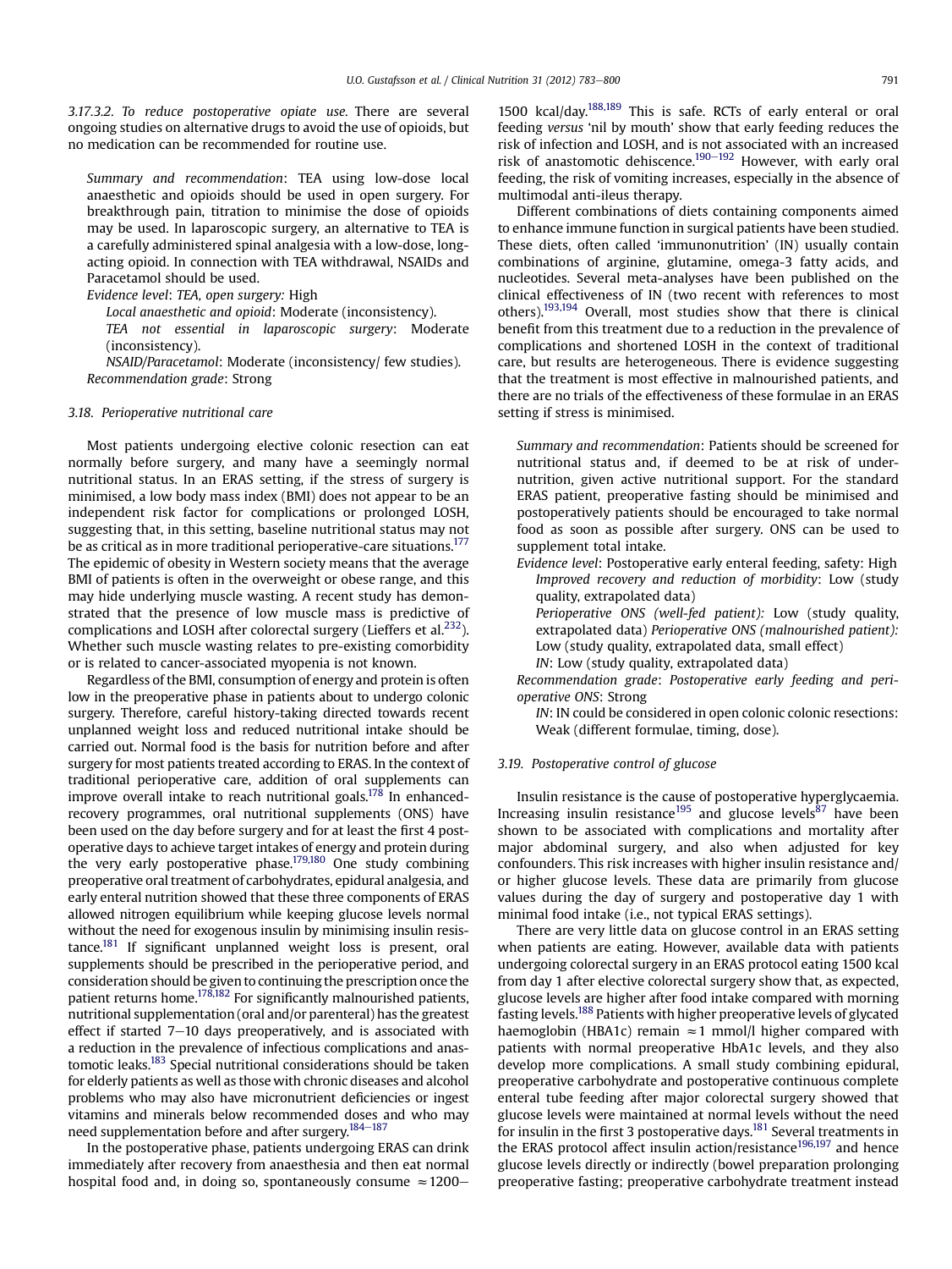*3.17.3.2. To reduce postoperative opiate use.* There are several ongoing studies on alternative drugs to avoid the use of opioids, but no medication can be recommended for routine use.

*Summary and recommendation*: TEA using low-dose local anaesthetic and opioids should be used in open surgery. For breakthrough pain, titration to minimise the dose of opioids may be used. In laparoscopic surgery, an alternative to TEA is a carefully administered spinal analgesia with a low-dose, long-acting opioid. In connection with TEA withdrawal, NSAIDs and Paracetamol should be used.

*Evidence level*: *TEA, open surgery:* High

*Local anaesthetic and opioid*: Moderate (inconsistency).

*TEA not essential in laparoscopic surgery*: Moderate (inconsistency).

*NSAID/Paracetamol*: Moderate (inconsistency/ few studies).

*Recommendation grade*: Strong

### 3.18. Perioperative nutritional care

Most patients undergoing elective colonic resection can eat normally before surgery, and many have a seemingly normal nutritional status. In an ERAS setting, if the stress of surgery is minimised, a low body mass index (BMI) does not appear to be an independent risk factor for complications or prolonged LOSH, suggesting that, in this setting, baseline nutritional status may not be as critical as in more traditional perioperative-care situations.[177] The epidemic of obesity in Western society means that the average BMI of patients is often in the overweight or obese range, and this may hide underlying muscle wasting. A recent study has demonstrated that the presence of low muscle mass is predictive of complications and LOSH after colorectal surgery (Lieffers et al.[232]). Whether such muscle wasting relates to pre-existing comorbidity or is related to cancer-associated myopenia is not known.

Regardless of the BMI, consumption of energy and protein is often low in the preoperative phase in patients about to undergo colonic surgery. Therefore, careful history-taking directed towards recent unplanned weight loss and reduced nutritional intake should be carried out. Normal food is the basis for nutrition before and after surgery for most patients treated according to ERAS. In the context of traditional perioperative care, addition of oral supplements can improve overall intake to reach nutritional goals.[178] In enhanced-recovery programmes, oral nutritional supplements (ONS) have been used on the day before surgery and for at least the first 4 post-operative days to achieve target intakes of energy and protein during the very early postoperative phase.[179,180] One study combining preoperative oral treatment of carbohydrates, epidural analgesia, and early enteral nutrition showed that these three components of ERAS allowed nitrogen equilibrium while keeping glucose levels normal without the need for exogenous insulin by minimising insulin resistance.[181] If significant unplanned weight loss is present, oral supplements should be prescribed in the perioperative period, and consideration should be given to continuing the prescription once the patient returns home.[178,182] For significantly malnourished patients, nutritional supplementation (oral and/or parenteral) has the greatest effect if started 7–10 days preoperatively, and is associated with a reduction in the prevalence of infectious complications and anastomotic leaks.[183] Special nutritional considerations should be taken for elderly patients as well as those with chronic diseases and alcohol problems who may also have micronutrient deficiencies or ingest vitamins and minerals below recommended doses and who may need supplementation before and after surgery.[184–187]

In the postoperative phase, patients undergoing ERAS can drink immediately after recovery from anaesthesia and then eat normal hospital food and, in doing so, spontaneously consume ≈1200–1500 kcal/day.[188,189] This is safe. RCTs of early enteral or oral feeding *versus* 'nil by mouth' show that early feeding reduces the risk of infection and LOSH, and is not associated with an increased risk of anastomotic dehiscence.[190–192] However, with early oral feeding, the risk of vomiting increases, especially in the absence of multimodal anti-ileus therapy.

Different combinations of diets containing components aimed to enhance immune function in surgical patients have been studied. These diets, often called 'immunonutrition' (IN) usually contain combinations of arginine, glutamine, omega-3 fatty acids, and nucleotides. Several meta-analyses have been published on the clinical effectiveness of IN (two recent with references to most others).[193,194] Overall, most studies show that there is clinical benefit from this treatment due to a reduction in the prevalence of complications and shortened LOSH in the context of traditional care, but results are heterogeneous. There is evidence suggesting that the treatment is most effective in malnourished patients, and there are no trials of the effectiveness of these formulae in an ERAS setting if stress is minimised.

*Summary and recommendation*: Patients should be screened for nutritional status and, if deemed to be at risk of undernutrition, given active nutritional support. For the standard ERAS patient, preoperative fasting should be minimised and postoperatively patients should be encouraged to take normal food as soon as possible after surgery. ONS can be used to supplement total intake.

*Evidence level*: Postoperative early enteral feeding, safety: High

*Improved recovery and reduction of morbidity*: Low (study quality, extrapolated data)

*Perioperative ONS (well-fed patient):* Low (study quality, extrapolated data) *Perioperative ONS (malnourished patient):* Low (study quality, extrapolated data, small effect)

*IN*: Low (study quality, extrapolated data)

*Recommendation grade*: *Postoperative early feeding and perioperative ONS*: Strong

*IN*: IN could be considered in open colonic colonic resections: Weak (different formulae, timing, dose).

### 3.19. Postoperative control of glucose

Insulin resistance is the cause of postoperative hyperglycaemia. Increasing insulin resistance[195] and glucose levels[87] have been shown to be associated with complications and mortality after major abdominal surgery, and also when adjusted for key confounders. This risk increases with higher insulin resistance and/or higher glucose levels. These data are primarily from glucose values during the day of surgery and postoperative day 1 with minimal food intake (i.e., not typical ERAS settings).

There are very little data on glucose control in an ERAS setting when patients are eating. However, available data with patients undergoing colorectal surgery in an ERAS protocol eating 1500 kcal from day 1 after elective colorectal surgery show that, as expected, glucose levels are higher after food intake compared with morning fasting levels.[188] Patients with higher preoperative levels of glycated haemoglobin (HBA1c) remain ≈1 mmol/l higher compared with patients with normal preoperative HbA1c levels, and they also develop more complications. A small study combining epidural, preoperative carbohydrate and postoperative continuous complete enteral tube feeding after major colorectal surgery showed that glucose levels were maintained at normal levels without the need for insulin in the first 3 postoperative days.[181] Several treatments in the ERAS protocol affect insulin action/resistance[196,197] and hence glucose levels directly or indirectly (bowel preparation prolonging preoperative fasting; preoperative carbohydrate treatment instead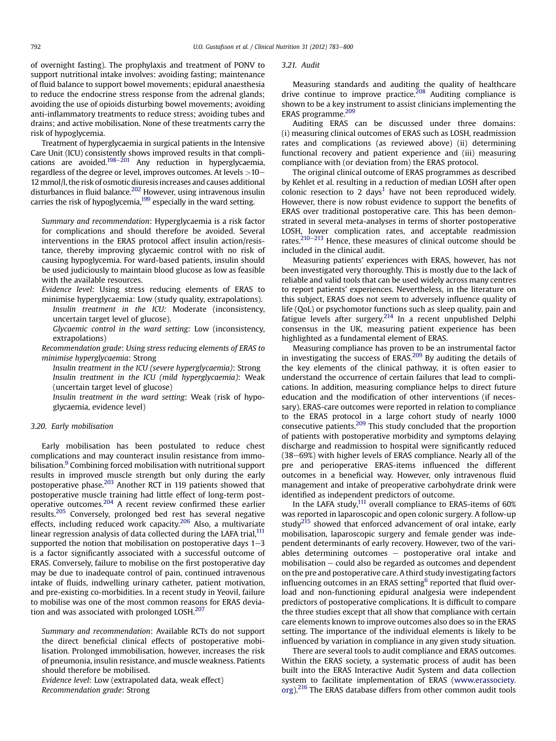of overnight fasting). The prophylaxis and treatment of PONV to support nutritional intake involves: avoiding fasting; maintenance of fluid balance to support bowel movements; epidural anaesthesia to reduce the endocrine stress response from the adrenal glands; avoiding the use of opioids disturbing bowel movements; avoiding anti-inflammatory treatments to reduce stress; avoiding tubes and drains; and active mobilisation. None of these treatments carry the risk of hypoglycemia.

Treatment of hyperglycaemia in surgical patients in the Intensive Care Unit (ICU) consistently shows improved results in that complications are avoided.[198–201] Any reduction in hyperglycaemia, regardless of the degree or level, improves outcomes. At levels >10–12 mmol/l, the risk of osmotic diuresis increases and causes additional disturbances in fluid balance.[202] However, using intravenous insulin carries the risk of hypoglycemia,[199] especially in the ward setting.

*Summary and recommendation*: Hyperglycaemia is a risk factor for complications and should therefore be avoided. Several interventions in the ERAS protocol affect insulin action/resistance, thereby improving glycaemic control with no risk of causing hypoglycemia. For ward-based patients, insulin should be used judiciously to maintain blood glucose as low as feasible with the available resources.

*Evidence level*: Using stress reducing elements of ERAS to minimise hyperglycaemia: Low (study quality, extrapolations).

*Insulin treatment in the ICU:* Moderate (inconsistency, uncertain target level of glucose).

*Glycaemic control in the ward setting*: Low (inconsistency, extrapolations)

*Recommendation grade*: *Using stress reducing elements of ERAS to minimise hyperglycaemia*: Strong

*Insulin treatment in the ICU (severe hyperglycaemia)*: Strong

*Insulin treatment in the ICU (mild hyperglycaemia)*: Weak (uncertain target level of glucose)

*Insulin treatment in the ward setting*: Weak (risk of hypoglycaemia, evidence level)

### 3.20. Early mobilisation

Early mobilisation has been postulated to reduce chest complications and may counteract insulin resistance from immobilisation.[9] Combining forced mobilisation with nutritional support results in improved muscle strength but only during the early postoperative phase.[203] Another RCT in 119 patients showed that postoperative muscle training had little effect of long-term postoperative outcomes.[204] A recent review confirmed these earlier results.[205] Conversely, prolonged bed rest has several negative effects, including reduced work capacity.[206] Also, a multivariate linear regression analysis of data collected during the LAFA trial,[111] supported the notion that mobilisation on postoperative days 1–3 is a factor significantly associated with a successful outcome of ERAS. Conversely, failure to mobilise on the first postoperative day may be due to inadequate control of pain, continued intravenous intake of fluids, indwelling urinary catheter, patient motivation, and pre-existing co-morbidities. In a recent study in Yeovil, failure to mobilise was one of the most common reasons for ERAS deviation and was associated with prolonged LOSH.[207]

*Summary and recommendation*: Available RCTs do not support the direct beneficial clinical effects of postoperative mobilisation. Prolonged immobilisation, however, increases the risk of pneumonia, insulin resistance, and muscle weakness. Patients should therefore be mobilised.

*Evidence level*: Low (extrapolated data, weak effect)

*Recommendation grade*: Strong

### 3.21. Audit

Measuring standards and auditing the quality of healthcare drive continue to improve practice.[208] Auditing compliance is shown to be a key instrument to assist clinicians implementing the ERAS programme.[209]

Auditing ERAS can be discussed under three domains: (i) measuring clinical outcomes of ERAS such as LOSH, readmission rates and complications (as reviewed above) (ii) determining functional recovery and patient experience and (iii) measuring compliance with (or deviation from) the ERAS protocol.

The original clinical outcome of ERAS programmes as described by Kehlet et al. resulting in a reduction of median LOSH after open colonic resection to 2 days[1] have not been reproduced widely. However, there is now robust evidence to support the benefits of ERAS over traditional postoperative care. This has been demonstrated in several meta-analyses in terms of shorter postoperative LOSH, lower complication rates, and acceptable readmission rates.[210–213] Hence, these measures of clinical outcome should be included in the clinical audit.

Measuring patients' experiences with ERAS, however, has not been investigated very thoroughly. This is mostly due to the lack of reliable and valid tools that can be used widely across many centres to report patients' experiences. Nevertheless, in the literature on this subject, ERAS does not seem to adversely influence quality of life (QoL) or psychomotor functions such as sleep quality, pain and fatigue levels after surgery.[214] In a recent unpublished Delphi consensus in the UK, measuring patient experience has been highlighted as a fundamental element of ERAS.

Measuring compliance has proven to be an instrumental factor in investigating the success of ERAS.[209] By auditing the details of the key elements of the clinical pathway, it is often easier to understand the occurrence of certain failures that lead to complications. In addition, measuring compliance helps to direct future education and the modification of other interventions (if necessary). ERAS-care outcomes were reported in relation to compliance to the ERAS protocol in a large cohort study of nearly 1000 consecutive patients.[209] This study concluded that the proportion of patients with postoperative morbidity and symptoms delaying discharge and readmission to hospital were significantly reduced (38–69%) with higher levels of ERAS compliance. Nearly all of the pre and perioperative ERAS-items influenced the different outcomes in a beneficial way. However, only intravenous fluid management and intake of preoperative carbohydrate drink were identified as independent predictors of outcome.

In the LAFA study,[111] overall compliance to ERAS-items of 60% was reported in laparoscopic and open colonic surgery. A follow-up study[215] showed that enforced advancement of oral intake, early mobilisation, laparoscopic surgery and female gender was independent determinants of early recovery. However, two of the variables determining outcomes – postoperative oral intake and mobilisation – could also be regarded as outcomes and dependent on the pre and postoperative care. A third study investigating factors influencing outcomes in an ERAS setting[6] reported that fluid overload and non-functioning epidural analgesia were independent predictors of postoperative complications. It is difficult to compare the three studies except that all show that compliance with certain care elements known to improve outcomes also does so in the ERAS setting. The importance of the individual elements is likely to be influenced by variation in compliance in any given study situation.

There are several tools to audit compliance and ERAS outcomes. Within the ERAS society, a systematic process of audit has been built into the ERAS Interactive Audit System and data collection system to facilitate implementation of ERAS (www.erassociety.org).[216] The ERAS database differs from other common audit tools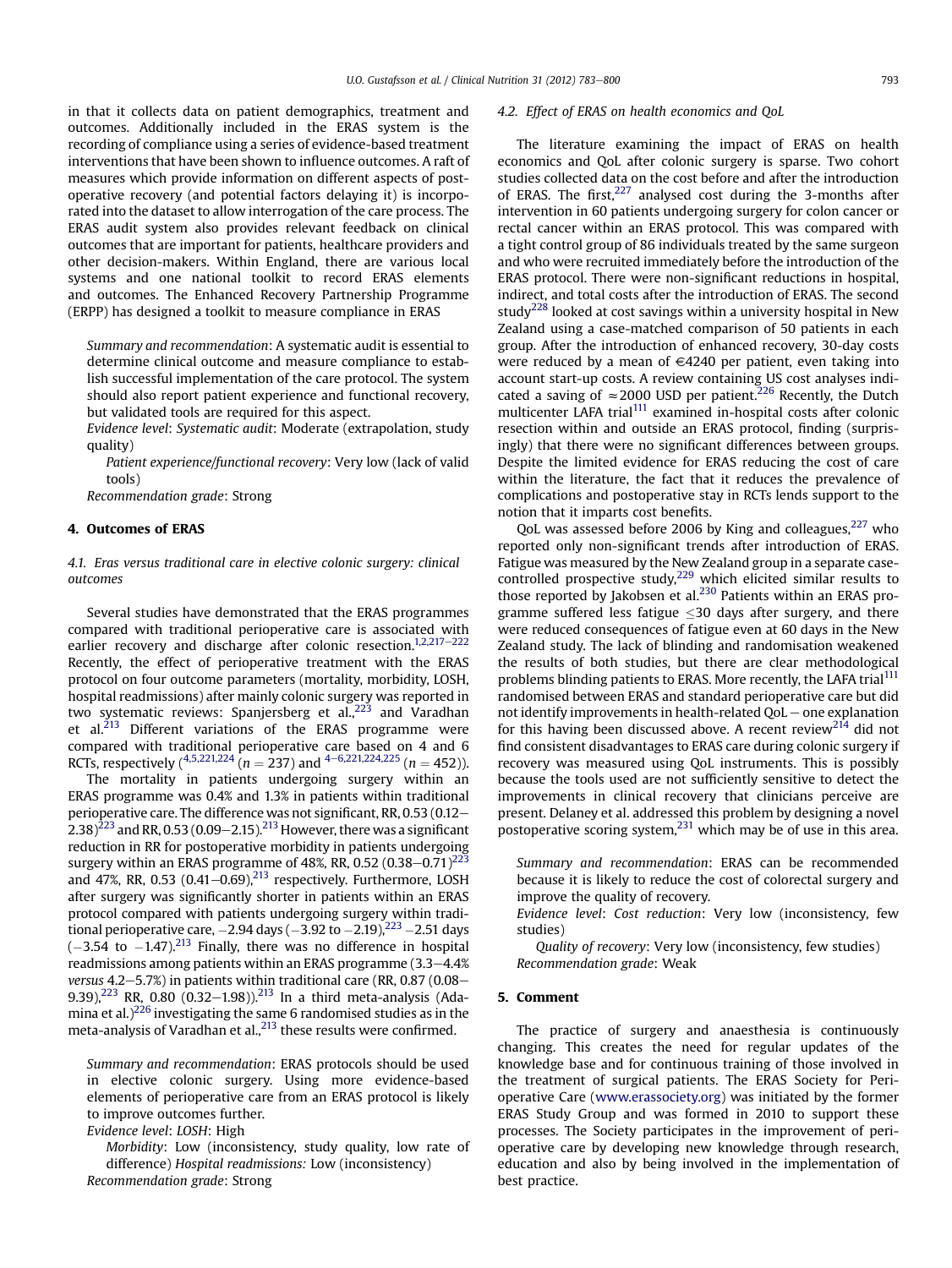in that it collects data on patient demographics, treatment and outcomes. Additionally included in the ERAS system is the recording of compliance using a series of evidence-based treatment interventions that have been shown to influence outcomes. A raft of measures which provide information on different aspects of postoperative recovery (and potential factors delaying it) is incorporated into the dataset to allow interrogation of the care process. The ERAS audit system also provides relevant feedback on clinical outcomes that are important for patients, healthcare providers and other decision-makers. Within England, there are various local systems and one national toolkit to record ERAS elements and outcomes. The Enhanced Recovery Partnership Programme (ERPP) has designed a toolkit to measure compliance in ERAS

*Summary and recommendation*: A systematic audit is essential to determine clinical outcome and measure compliance to establish successful implementation of the care protocol. The system should also report patient experience and functional recovery, but validated tools are required for this aspect.

*Evidence level*: *Systematic audit*: Moderate (extrapolation, study quality)

*Patient experience/functional recovery*: Very low (lack of valid tools)

*Recommendation grade*: Strong

## 4. Outcomes of ERAS

### 4.1. Eras versus traditional care in elective colonic surgery: clinical outcomes

Several studies have demonstrated that the ERAS programmes compared with traditional perioperative care is associated with earlier recovery and discharge after colonic resection.[1,2,217–222] Recently, the effect of perioperative treatment with the ERAS protocol on four outcome parameters (mortality, morbidity, LOSH, hospital readmissions) after mainly colonic surgery was reported in two systematic reviews: Spanjersberg et al.,[223] and Varadhan et al.[213] Different variations of the ERAS programme were compared with traditional perioperative care based on 4 and 6 RCTs, respectively ([4,5,221,224] ($n = 237$) and [4–6,221,224,225] ($n = 452$)).

The mortality in patients undergoing surgery within an ERAS programme was 0.4% and 1.3% in patients within traditional perioperative care. The difference was not significant, RR, 0.53 (0.12–2.38)[223] and RR, 0.53 (0.09–2.15).[213] However, there was a significant reduction in RR for postoperative morbidity in patients undergoing surgery within an ERAS programme of 48%, RR, 0.52 (0.38–0.71)[223] and 47%, RR, 0.53 (0.41–0.69),[213] respectively. Furthermore, LOSH after surgery was significantly shorter in patients within an ERAS protocol compared with patients undergoing surgery within traditional perioperative care, −2.94 days (−3.92 to −2.19),[223] −2.51 days (−3.54 to −1.47).[213] Finally, there was no difference in hospital readmissions among patients within an ERAS programme (3.3–4.4% *versus* 4.2–5.7%) in patients within traditional care (RR, 0.87 (0.08–9.39),[223] RR, 0.80 (0.32–1.98)).[213] In a third meta-analysis (Adamina et al.)[226] investigating the same 6 randomised studies as in the meta-analysis of Varadhan et al.,[213] these results were confirmed.

*Summary and recommendation*: ERAS protocols should be used in elective colonic surgery. Using more evidence-based elements of perioperative care from an ERAS protocol is likely to improve outcomes further.

*Evidence level*: *LOSH*: High

*Morbidity*: Low (inconsistency, study quality, low rate of difference) *Hospital readmissions:* Low (inconsistency)

*Recommendation grade*: Strong

### 4.2. Effect of ERAS on health economics and QoL

The literature examining the impact of ERAS on health economics and QoL after colonic surgery is sparse. Two cohort studies collected data on the cost before and after the introduction of ERAS. The first,[227] analysed cost during the 3-months after intervention in 60 patients undergoing surgery for colon cancer or rectal cancer within an ERAS protocol. This was compared with a tight control group of 86 individuals treated by the same surgeon and who were recruited immediately before the introduction of the ERAS protocol. There were non-significant reductions in hospital, indirect, and total costs after the introduction of ERAS. The second study[228] looked at cost savings within a university hospital in New Zealand using a case-matched comparison of 50 patients in each group. After the introduction of enhanced recovery, 30-day costs were reduced by a mean of €4240 per patient, even taking into account start-up costs. A review containing US cost analyses indicated a saving of ≈2000 USD per patient.[226] Recently, the Dutch multicenter LAFA trial[111] examined in-hospital costs after colonic resection within and outside an ERAS protocol, finding (surprisingly) that there were no significant differences between groups. Despite the limited evidence for ERAS reducing the cost of care within the literature, the fact that it reduces the prevalence of complications and postoperative stay in RCTs lends support to the notion that it imparts cost benefits.

QoL was assessed before 2006 by King and colleagues,[227] who reported only non-significant trends after introduction of ERAS. Fatigue was measured by the New Zealand group in a separate case-controlled prospective study,[229] which elicited similar results to those reported by Jakobsen et al.[230] Patients within an ERAS programme suffered less fatigue ≤30 days after surgery, and there were reduced consequences of fatigue even at 60 days in the New Zealand study. The lack of blinding and randomisation weakened the results of both studies, but there are clear methodological problems blinding patients to ERAS. More recently, the LAFA trial[111] randomised between ERAS and standard perioperative care but did not identify improvements in health-related QoL – one explanation for this having been discussed above. A recent review[214] did not find consistent disadvantages to ERAS care during colonic surgery if recovery was measured using QoL instruments. This is possibly because the tools used are not sufficiently sensitive to detect the improvements in clinical recovery that clinicians perceive are present. Delaney et al. addressed this problem by designing a novel postoperative scoring system,[231] which may be of use in this area.

*Summary and recommendation*: ERAS can be recommended because it is likely to reduce the cost of colorectal surgery and improve the quality of recovery.

*Evidence level*: *Cost reduction*: Very low (inconsistency, few studies)

*Quality of recovery*: Very low (inconsistency, few studies)

*Recommendation grade*: Weak

## 5. Comment

The practice of surgery and anaesthesia is continuously changing. This creates the need for regular updates of the knowledge base and for continuous training of those involved in the treatment of surgical patients. The ERAS Society for Perioperative Care (www.erassociety.org) was initiated by the former ERAS Study Group and was formed in 2010 to support these processes. The Society participates in the improvement of perioperative care by developing new knowledge through research, education and also by being involved in the implementation of best practice.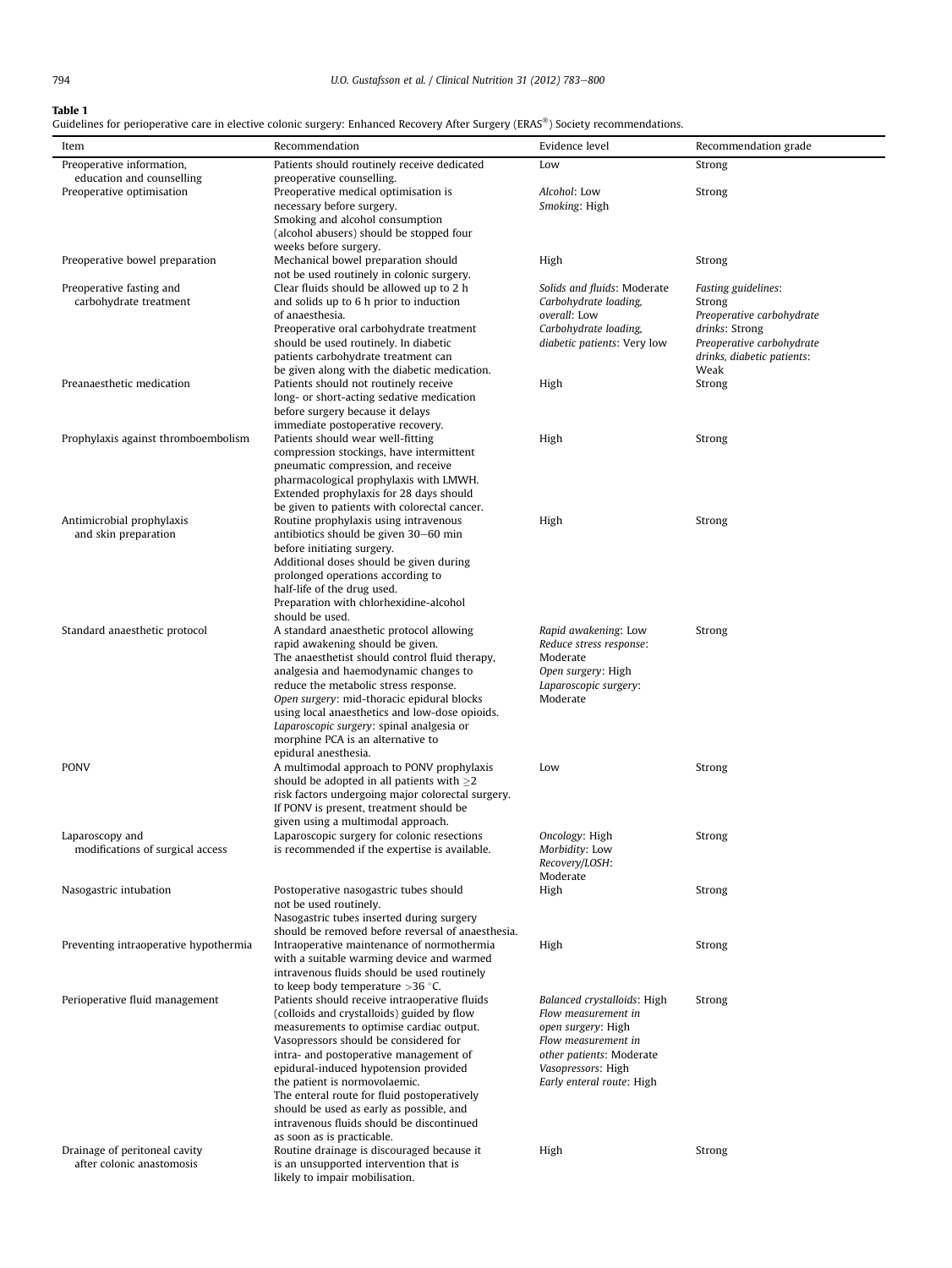**Table 1**
Guidelines for perioperative care in elective colonic surgery: Enhanced Recovery After Surgery (ERAS®) Society recommendations.

| Item | Recommendation | Evidence level | Recommendation grade |
|---|---|---|---|
| Preoperative information, education and counselling | Patients should routinely receive dedicated preoperative counselling. | Low | Strong |
| Preoperative optimisation | Preoperative medical optimisation is necessary before surgery. Smoking and alcohol consumption (alcohol abusers) should be stopped four weeks before surgery. | *Alcohol*: Low *Smoking*: High | Strong |
| Preoperative bowel preparation | Mechanical bowel preparation should not be used routinely in colonic surgery. | High | Strong |
| Preoperative fasting and carbohydrate treatment | Clear fluids should be allowed up to 2 h and solids up to 6 h prior to induction of anaesthesia. Preoperative oral carbohydrate treatment should be used routinely. In diabetic patients carbohydrate treatment can be given along with the diabetic medication. | *Solids and fluids*: Moderate *Carbohydrate loading, overall*: Low *Carbohydrate loading, diabetic patients*: Very low | *Fasting guidelines*: Strong *Preoperative carbohydrate drinks*: Strong *Preoperative carbohydrate drinks, diabetic patients*: Weak |
| Preanaesthetic medication | Patients should not routinely receive long- or short-acting sedative medication before surgery because it delays immediate postoperative recovery. | High | Strong |
| Prophylaxis against thromboembolism | Patients should wear well-fitting compression stockings, have intermittent pneumatic compression, and receive pharmacological prophylaxis with LMWH. Extended prophylaxis for 28 days should be given to patients with colorectal cancer. | High | Strong |
| Antimicrobial prophylaxis and skin preparation | Routine prophylaxis using intravenous antibiotics should be given 30–60 min before initiating surgery. Additional doses should be given during prolonged operations according to half-life of the drug used. Preparation with chlorhexidine-alcohol should be used. | High | Strong |
| Standard anaesthetic protocol | A standard anaesthetic protocol allowing rapid awakening should be given. The anaesthetist should control fluid therapy, analgesia and haemodynamic changes to reduce the metabolic stress response. *Open surgery*: mid-thoracic epidural blocks using local anaesthetics and low-dose opioids. *Laparoscopic surgery*: spinal analgesia or morphine PCA is an alternative to epidural anesthesia. | *Rapid awakening*: Low *Reduce stress response*: Moderate *Open surgery*: High *Laparoscopic surgery*: Moderate | Strong |
| PONV | A multimodal approach to PONV prophylaxis should be adopted in all patients with ≥2 risk factors undergoing major colorectal surgery. If PONV is present, treatment should be given using a multimodal approach. | Low | Strong |
| Laparoscopy and modifications of surgical access | Laparoscopic surgery for colonic resections is recommended if the expertise is available. | *Oncology*: High *Morbidity*: Low *Recovery/LOSH*: Moderate | Strong |
| Nasogastric intubation | Postoperative nasogastric tubes should not be used routinely. Nasogastric tubes inserted during surgery should be removed before reversal of anaesthesia. | High | Strong |
| Preventing intraoperative hypothermia | Intraoperative maintenance of normothermia with a suitable warming device and warmed intravenous fluids should be used routinely to keep body temperature >36 °C. | High | Strong |
| Perioperative fluid management | Patients should receive intraoperative fluids (colloids and crystalloids) guided by flow measurements to optimise cardiac output. Vasopressors should be considered for intra- and postoperative management of epidural-induced hypotension provided the patient is normovolaemic. The enteral route for fluid postoperatively should be used as early as possible, and intravenous fluids should be discontinued as soon as is practicable. | *Balanced crystalloids*: High *Flow measurement in open surgery*: High *Flow measurement in other patients*: Moderate *Vasopressors*: High *Early enteral route*: High | Strong |
| Drainage of peritoneal cavity after colonic anastomosis | Routine drainage is discouraged because it is an unsupported intervention that is likely to impair mobilisation. | High | Strong |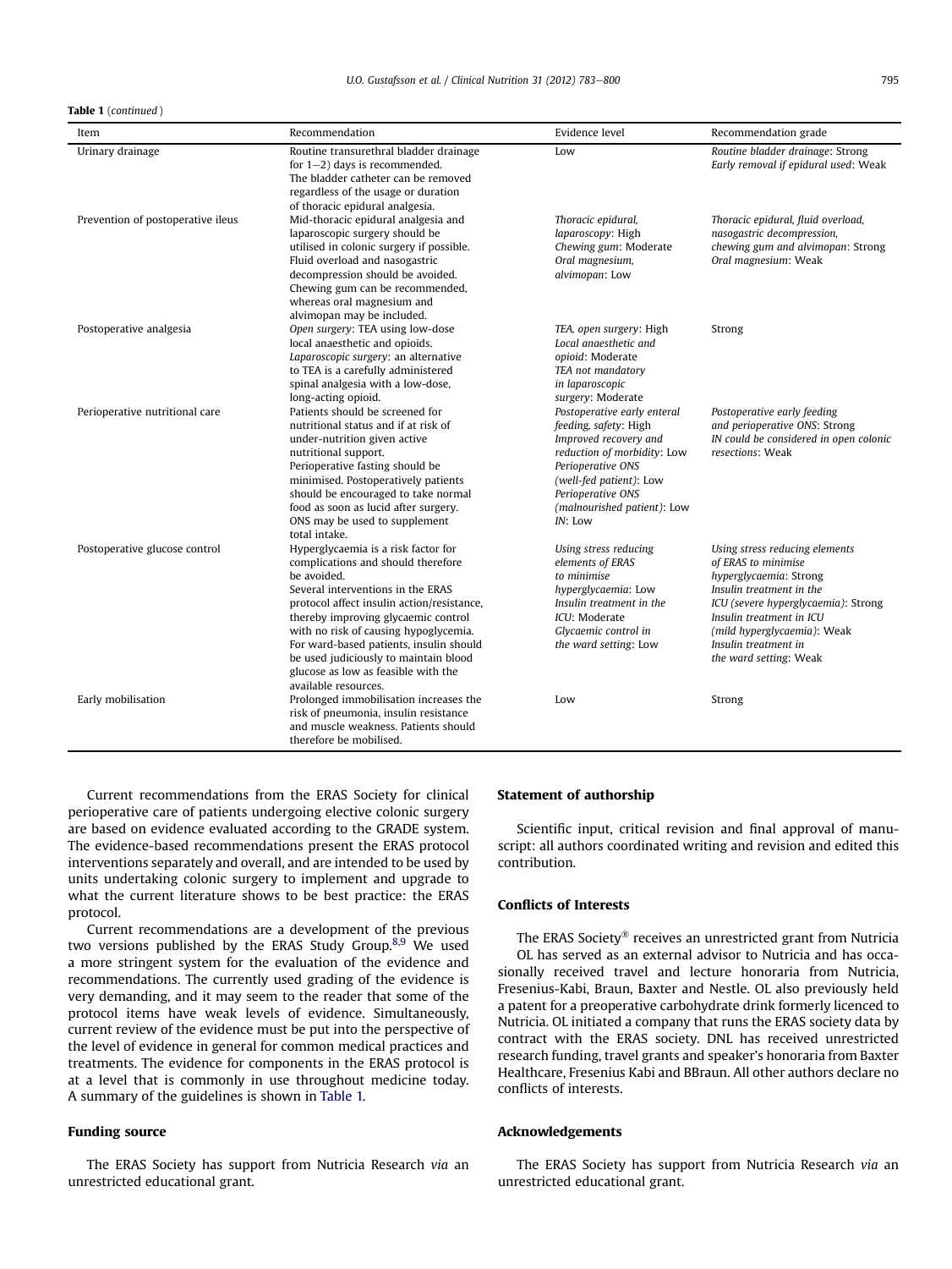**Table 1** (*continued*)

| Item | Recommendation | Evidence level | Recommendation grade |
|---|---|---|---|
| Urinary drainage | Routine transurethral bladder drainage for 1–2) days is recommended. The bladder catheter can be removed regardless of the usage or duration of thoracic epidural analgesia. | Low | *Routine bladder drainage*: Strong *Early removal if epidural used*: Weak |
| Prevention of postoperative ileus | Mid-thoracic epidural analgesia and laparoscopic surgery should be utilised in colonic surgery if possible. Fluid overload and nasogastric decompression should be avoided. Chewing gum can be recommended, whereas oral magnesium and alvimopan may be included. | *Thoracic epidural, laparoscopy*: High *Chewing gum*: Moderate *Oral magnesium, alvimopan*: Low | *Thoracic epidural, fluid overload, nasogastric decompression, chewing gum and alvimopan*: Strong *Oral magnesium*: Weak |
| Postoperative analgesia | *Open surgery*: TEA using low-dose local anaesthetic and opioids. *Laparoscopic surgery*: an alternative to TEA is a carefully administered spinal analgesia with a low-dose, long-acting opioid. | *TEA, open surgery*: High *Local anaesthetic and opioid*: Moderate *TEA not mandatory in laparoscopic surgery*: Moderate | Strong |
| Perioperative nutritional care | Patients should be screened for nutritional status and if at risk of under-nutrition given active nutritional support. Perioperative fasting should be minimised. Postoperatively patients should be encouraged to take normal food as soon as lucid after surgery. ONS may be used to supplement total intake. | *Postoperative early enteral feeding, safety*: High *Improved recovery and reduction of morbidity*: Low *Perioperative ONS (well-fed patient)*: Low *Perioperative ONS (malnourished patient)*: Low *IN*: Low | *Postoperative early feeding and perioperative ONS*: Strong *IN could be considered in open colonic resections*: Weak |
| Postoperative glucose control | Hyperglycaemia is a risk factor for complications and should therefore be avoided. Several interventions in the ERAS protocol affect insulin action/resistance, thereby improving glycaemic control with no risk of causing hypoglycemia. For ward-based patients, insulin should be used judiciously to maintain blood glucose as low as feasible with the available resources. | *Using stress reducing elements of ERAS to minimise hyperglycaemia*: Low *Insulin treatment in the ICU*: Moderate *Glycaemic control in the ward setting*: Low | *Using stress reducing elements of ERAS to minimise hyperglycaemia*: Strong *Insulin treatment in the ICU (severe hyperglycaemia)*: Strong *Insulin treatment in ICU (mild hyperglycaemia)*: Weak *Insulin treatment in the ward setting*: Weak |
| Early mobilisation | Prolonged immobilisation increases the risk of pneumonia, insulin resistance and muscle weakness. Patients should therefore be mobilised. | Low | Strong |

Current recommendations from the ERAS Society for clinical perioperative care of patients undergoing elective colonic surgery are based on evidence evaluated according to the GRADE system. The evidence-based recommendations present the ERAS protocol interventions separately and overall, and are intended to be used by units undertaking colonic surgery to implement and upgrade to what the current literature shows to be best practice: the ERAS protocol.

Current recommendations are a development of the previous two versions published by the ERAS Study Group.[8,9] We used a more stringent system for the evaluation of the evidence and recommendations. The currently used grading of the evidence is very demanding, and it may seem to the reader that some of the protocol items have weak levels of evidence. Simultaneously, current review of the evidence must be put into the perspective of the level of evidence in general for common medical practices and treatments. The evidence for components in the ERAS protocol is at a level that is commonly in use throughout medicine today. A summary of the guidelines is shown in Table 1.

### Funding source

The ERAS Society has support from Nutricia Research *via* an unrestricted educational grant.

### Statement of authorship

Scientific input, critical revision and final approval of manuscript: all authors coordinated writing and revision and edited this contribution.

### Conflicts of Interests

The ERAS Society® receives an unrestricted grant from Nutricia OL has served as an external advisor to Nutricia and has occasionally received travel and lecture honoraria from Nutricia, Fresenius-Kabi, Braun, Baxter and Nestle. OL also previously held a patent for a preoperative carbohydrate drink formerly licenced to Nutricia. OL initiated a company that runs the ERAS society data by contract with the ERAS society. DNL has received unrestricted research funding, travel grants and speaker's honoraria from Baxter Healthcare, Fresenius Kabi and BBraun. All other authors declare no conflicts of interests.

### Acknowledgements

The ERAS Society has support from Nutricia Research *via* an unrestricted educational grant.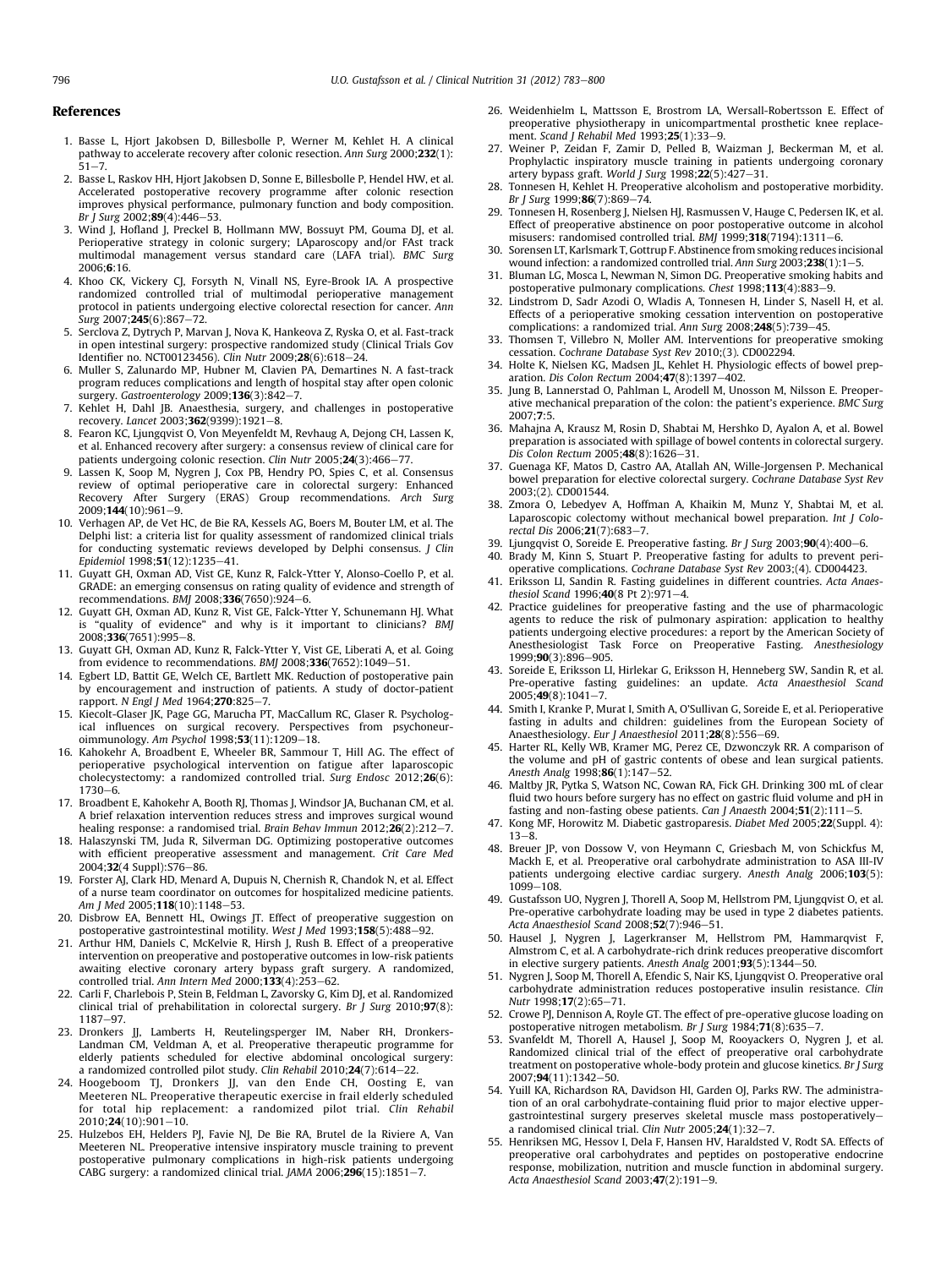## References

1. Basse L, Hjort Jakobsen D, Billesbolle P, Werner M, Kehlet H. A clinical pathway to accelerate recovery after colonic resection. *Ann Surg* 2000;**232**(1):51–7.
2. Basse L, Raskov HH, Hjort Jakobsen D, Sonne E, Billesbolle P, Hendel HW, et al. Accelerated postoperative recovery programme after colonic resection improves physical performance, pulmonary function and body composition. *Br J Surg* 2002;**89**(4):446–53.
3. Wind J, Hofland J, Preckel B, Hollmann MW, Bossuyt PM, Gouma DJ, et al. Perioperative strategy in colonic surgery; LAparoscopy and/or FAst track multimodal management versus standard care (LAFA trial). *BMC Surg* 2006;**6**:16.
4. Khoo CK, Vickery CJ, Forsyth N, Vinall NS, Eyre-Brook IA. A prospective randomized controlled trial of multimodal perioperative management protocol in patients undergoing elective colorectal resection for cancer. *Ann Surg* 2007;**245**(6):867–72.
5. Serclova Z, Dytrych P, Marvan J, Nova K, Hankeova Z, Ryska O, et al. Fast-track in open intestinal surgery: prospective randomized study (Clinical Trials Gov Identifier no. NCT00123456). *Clin Nutr* 2009;**28**(6):618–24.
6. Muller S, Zalunardo MP, Hubner M, Clavien PA, Demartines N. A fast-track program reduces complications and length of hospital stay after open colonic surgery. *Gastroenterology* 2009;**136**(3):842–7.
7. Kehlet H, Dahl JB. Anaesthesia, surgery, and challenges in postoperative recovery. *Lancet* 2003;**362**(9399):1921–8.
8. Fearon KC, Ljungqvist O, Von Meyenfeldt M, Revhaug A, Dejong CH, Lassen K, et al. Enhanced recovery after surgery: a consensus review of clinical care for patients undergoing colonic resection. *Clin Nutr* 2005;**24**(3):466–77.
9. Lassen K, Soop M, Nygren J, Cox PB, Hendry PO, Spies C, et al. Consensus review of optimal perioperative care in colorectal surgery: Enhanced Recovery After Surgery (ERAS) Group recommendations. *Arch Surg* 2009;**144**(10):961–9.
10. Verhagen AP, de Vet HC, de Bie RA, Kessels AG, Boers M, Bouter LM, et al. The Delphi list: a criteria list for quality assessment of randomized clinical trials for conducting systematic reviews developed by Delphi consensus. *J Clin Epidemiol* 1998;**51**(12):1235–41.
11. Guyatt GH, Oxman AD, Vist GE, Kunz R, Falck-Ytter Y, Alonso-Coello P, et al. GRADE: an emerging consensus on rating quality of evidence and strength of recommendations. *BMJ* 2008;**336**(7650):924–6.
12. Guyatt GH, Oxman AD, Kunz R, Vist GE, Falck-Ytter Y, Schunemann HJ. What is "quality of evidence" and why is it important to clinicians? *BMJ* 2008;**336**(7651):995–8.
13. Guyatt GH, Oxman AD, Kunz R, Falck-Ytter Y, Vist GE, Liberati A, et al. Going from evidence to recommendations. *BMJ* 2008;**336**(7652):1049–51.
14. Egbert LD, Battit GE, Welch CE, Bartlett MK. Reduction of postoperative pain by encouragement and instruction of patients. A study of doctor-patient rapport. *N Engl J Med* 1964;**270**:825–7.
15. Kiecolt-Glaser JK, Page GG, Marucha PT, MacCallum RC, Glaser R. Psychological influences on surgical recovery. Perspectives from psychoneuroimmunology. *Am Psychol* 1998;**53**(11):1209–18.
16. Kahokehr A, Broadbent E, Wheeler BR, Sammour T, Hill AG. The effect of perioperative psychological intervention on fatigue after laparoscopic cholecystectomy: a randomized controlled trial. *Surg Endosc* 2012;**26**(6):1730–6.
17. Broadbent E, Kahokehr A, Booth RJ, Thomas J, Windsor JA, Buchanan CM, et al. A brief relaxation intervention reduces stress and improves surgical wound healing response: a randomised trial. *Brain Behav Immun* 2012;**26**(2):212–7.
18. Halaszynski TM, Juda R, Silverman DG. Optimizing postoperative outcomes with efficient preoperative assessment and management. *Crit Care Med* 2004;**32**(4 Suppl):S76–86.
19. Forster AJ, Clark HD, Menard A, Dupuis N, Chernish R, Chandok N, et al. Effect of a nurse team coordinator on outcomes for hospitalized medicine patients. *Am J Med* 2005;**118**(10):1148–53.
20. Disbrow EA, Bennett HL, Owings JT. Effect of preoperative suggestion on postoperative gastrointestinal motility. *West J Med* 1993;**158**(5):488–92.
21. Arthur HM, Daniels C, McKelvie R, Hirsh J, Rush B. Effect of a preoperative intervention on preoperative and postoperative outcomes in low-risk patients awaiting elective coronary artery bypass graft surgery. A randomized, controlled trial. *Ann Intern Med* 2000;**133**(4):253–62.
22. Carli F, Charlebois P, Stein B, Feldman L, Zavorsky G, Kim DJ, et al. Randomized clinical trial of prehabilitation in colorectal surgery. *Br J Surg* 2010;**97**(8):1187–97.
23. Dronkers JJ, Lamberts H, Reutelingsperger IM, Naber RH, Dronkers-Landman CM, Veldman A, et al. Preoperative therapeutic programme for elderly patients scheduled for elective abdominal oncological surgery: a randomized controlled pilot study. *Clin Rehabil* 2010;**24**(7):614–22.
24. Hoogeboom TJ, Dronkers JJ, van den Ende CH, Oosting E, van Meeteren NL. Preoperative therapeutic exercise in frail elderly scheduled for total hip replacement: a randomized pilot trial. *Clin Rehabil* 2010;**24**(10):901–10.
25. Hulzebos EH, Helders PJ, Favie NJ, De Bie RA, Brutel de la Riviere A, Van Meeteren NL. Preoperative intensive inspiratory muscle training to prevent postoperative pulmonary complications in high-risk patients undergoing CABG surgery: a randomized clinical trial. *JAMA* 2006;**296**(15):1851–7.
26. Weidenhielm L, Mattsson E, Brostrom LA, Wersall-Robertsson E. Effect of preoperative physiotherapy in unicompartmental prosthetic knee replacement. *Scand J Rehabil Med* 1993;**25**(1):33–9.
27. Weiner P, Zeidan F, Zamir D, Pelled B, Waizman J, Beckerman M, et al. Prophylactic inspiratory muscle training in patients undergoing coronary artery bypass graft. *World J Surg* 1998;**22**(5):427–31.
28. Tonnesen H, Kehlet H. Preoperative alcoholism and postoperative morbidity. *Br J Surg* 1999;**86**(7):869–74.
29. Tonnesen H, Rosenberg J, Nielsen HJ, Rasmussen V, Hauge C, Pedersen IK, et al. Effect of preoperative abstinence on poor postoperative outcome in alcohol misusers: randomised controlled trial. *BMJ* 1999;**318**(7194):1311–6.
30. Sorensen LT, Karlsmark T, Gottrup F. Abstinence from smoking reduces incisional wound infection: a randomized controlled trial. *Ann Surg* 2003;**238**(1):1–5.
31. Bluman LG, Mosca L, Newman N, Simon DG. Preoperative smoking habits and postoperative pulmonary complications. *Chest* 1998;**113**(4):883–9.
32. Lindstrom D, Sadr Azodi O, Wladis A, Tonnesen H, Linder S, Nasell H, et al. Effects of a perioperative smoking cessation intervention on postoperative complications: a randomized trial. *Ann Surg* 2008;**248**(5):739–45.
33. Thomsen T, Villebro N, Moller AM. Interventions for preoperative smoking cessation. *Cochrane Database Syst Rev* 2010;(3). CD002294.
34. Holte K, Nielsen KG, Madsen JL, Kehlet H. Physiologic effects of bowel preparation. *Dis Colon Rectum* 2004;**47**(8):1397–402.
35. Jung B, Lannerstad O, Pahlman L, Arodell M, Unosson M, Nilsson E. Preoperative mechanical preparation of the colon: the patient's experience. *BMC Surg* 2007;**7**:5.
36. Mahajna A, Krausz M, Rosin D, Shabtai M, Hershko D, Ayalon A, et al. Bowel preparation is associated with spillage of bowel contents in colorectal surgery. *Dis Colon Rectum* 2005;**48**(8):1626–31.
37. Guenaga KF, Matos D, Castro AA, Atallah AN, Wille-Jorgensen P. Mechanical bowel preparation for elective colorectal surgery. *Cochrane Database Syst Rev* 2003;(2). CD001544.
38. Zmora O, Lebedyev A, Hoffman A, Khaikin M, Munz Y, Shabtai M, et al. Laparoscopic colectomy without mechanical bowel preparation. *Int J Colorectal Dis* 2006;**21**(7):683–7.
39. Ljungqvist O, Soreide E. Preoperative fasting. *Br J Surg* 2003;**90**(4):400–6.
40. Brady M, Kinn S, Stuart P. Preoperative fasting for adults to prevent perioperative complications. *Cochrane Database Syst Rev* 2003;(4). CD004423.
41. Eriksson LI, Sandin R. Fasting guidelines in different countries. *Acta Anaesthesiol Scand* 1996;**40**(8 Pt 2):971–4.
42. Practice guidelines for preoperative fasting and the use of pharmacologic agents to reduce the risk of pulmonary aspiration: application to healthy patients undergoing elective procedures: a report by the American Society of Anesthesiologist Task Force on Preoperative Fasting. *Anesthesiology* 1999;**90**(3):896–905.
43. Soreide E, Eriksson LI, Hirlekar G, Eriksson H, Henneberg SW, Sandin R, et al. Pre-operative fasting guidelines: an update. *Acta Anaesthesiol Scand* 2005;**49**(8):1041–7.
44. Smith I, Kranke P, Murat I, Smith A, O'Sullivan G, Soreide E, et al. Perioperative fasting in adults and children: guidelines from the European Society of Anaesthesiology. *Eur J Anaesthesiol* 2011;**28**(8):556–69.
45. Harter RL, Kelly WB, Kramer MG, Perez CE, Dzwonczyk RR. A comparison of the volume and pH of gastric contents of obese and lean surgical patients. *Anesth Analg* 1998;**86**(1):147–52.
46. Maltby JR, Pytka S, Watson NC, Cowan RA, Fick GH. Drinking 300 mL of clear fluid two hours before surgery has no effect on gastric fluid volume and pH in fasting and non-fasting obese patients. *Can J Anaesth* 2004;**51**(2):111–5.
47. Kong MF, Horowitz M. Diabetic gastroparesis. *Diabet Med* 2005;**22**(Suppl. 4):13–8.
48. Breuer JP, von Dossow V, von Heymann C, Griesbach M, von Schickfus M, Mackh E, et al. Preoperative oral carbohydrate administration to ASA III-IV patients undergoing elective cardiac surgery. *Anesth Analg* 2006;**103**(5):1099–108.
49. Gustafsson UO, Nygren J, Thorell A, Soop M, Hellstrom PM, Ljungqvist O, et al. Pre-operative carbohydrate loading may be used in type 2 diabetes patients. *Acta Anaesthesiol Scand* 2008;**52**(7):946–51.
50. Hausel J, Nygren J, Lagerkranser M, Hellstrom PM, Hammarqvist F, Almstrom C, et al. A carbohydrate-rich drink reduces preoperative discomfort in elective surgery patients. *Anesth Analg* 2001;**93**(5):1344–50.
51. Nygren J, Soop M, Thorell A, Efendic S, Nair KS, Ljungqvist O. Preoperative oral carbohydrate administration reduces postoperative insulin resistance. *Clin Nutr* 1998;**17**(2):65–71.
52. Crowe PJ, Dennison A, Royle GT. The effect of pre-operative glucose loading on postoperative nitrogen metabolism. *Br J Surg* 1984;**71**(8):635–7.
53. Svanfeldt M, Thorell A, Hausel J, Soop M, Rooyackers O, Nygren J, et al. Randomized clinical trial of the effect of preoperative oral carbohydrate treatment on postoperative whole-body protein and glucose kinetics. *Br J Surg* 2007;**94**(11):1342–50.
54. Yuill KA, Richardson RA, Davidson HI, Garden OJ, Parks RW. The administration of an oral carbohydrate-containing fluid prior to major elective upper-gastrointestinal surgery preserves skeletal muscle mass postoperatively—a randomised clinical trial. *Clin Nutr* 2005;**24**(1):32–7.
55. Henriksen MG, Hessov I, Dela F, Hansen HV, Haraldsted V, Rodt SA. Effects of preoperative oral carbohydrates and peptides on postoperative endocrine response, mobilization, nutrition and muscle function in abdominal surgery. *Acta Anaesthesiol Scand* 2003;**47**(2):191–9.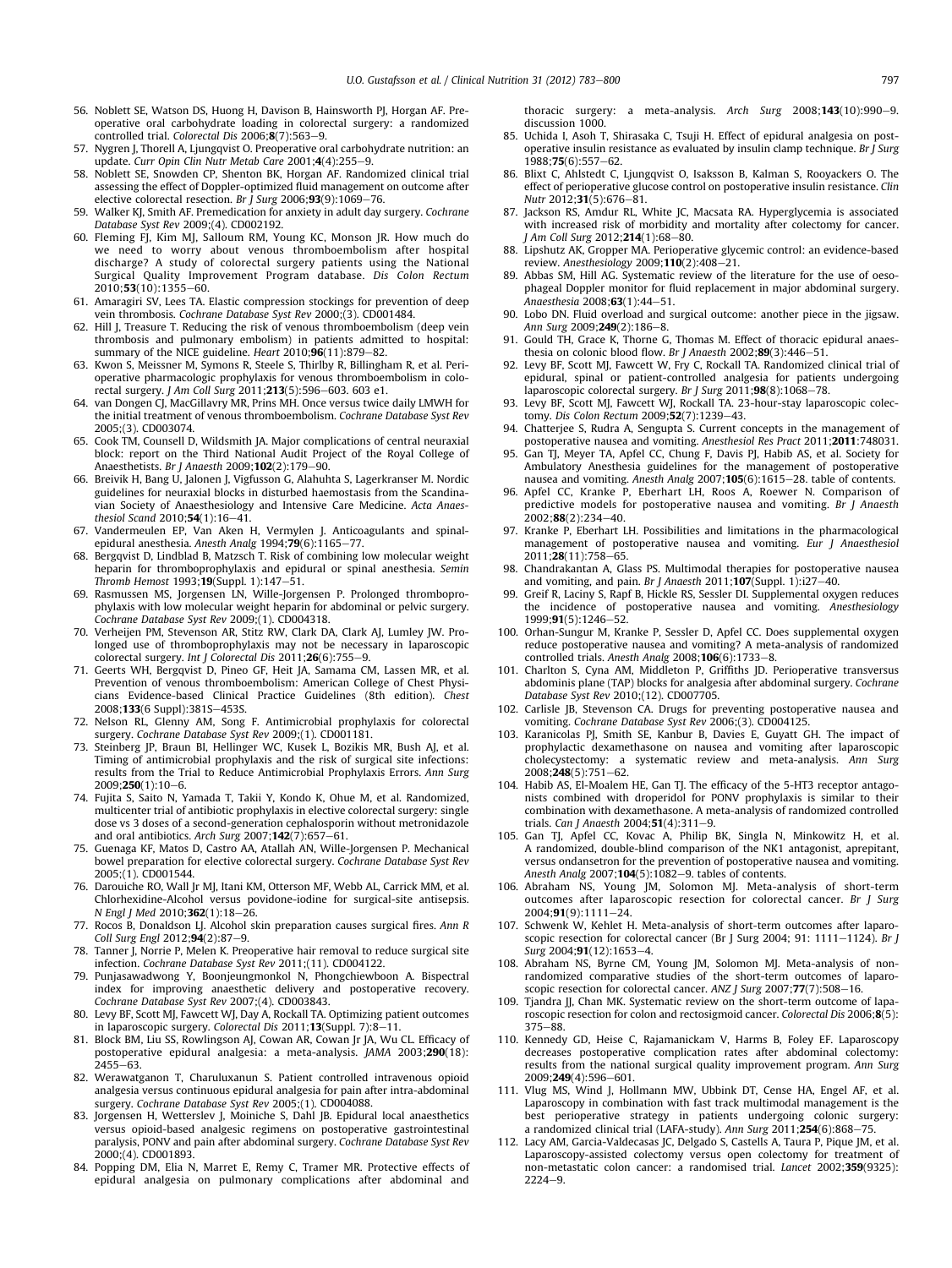56. Noblett SE, Watson DS, Huong H, Davison B, Hainsworth PJ, Horgan AF. Preoperative oral carbohydrate loading in colorectal surgery: a randomized controlled trial. *Colorectal Dis* 2006;**8**(7):563–9.
57. Nygren J, Thorell A, Ljungqvist O. Preoperative oral carbohydrate nutrition: an update. *Curr Opin Clin Nutr Metab Care* 2001;**4**(4):255–9.
58. Noblett SE, Snowden CP, Shenton BK, Horgan AF. Randomized clinical trial assessing the effect of Doppler-optimized fluid management on outcome after elective colorectal resection. *Br J Surg* 2006;**93**(9):1069–76.
59. Walker KJ, Smith AF. Premedication for anxiety in adult day surgery. *Cochrane Database Syst Rev* 2009;(4). CD002192.
60. Fleming FJ, Kim MJ, Salloum RM, Young KC, Monson JR. How much do we need to worry about venous thromboembolism after hospital discharge? A study of colorectal surgery patients using the National Surgical Quality Improvement Program database. *Dis Colon Rectum* 2010;**53**(10):1355–60.
61. Amaragiri SV, Lees TA. Elastic compression stockings for prevention of deep vein thrombosis. *Cochrane Database Syst Rev* 2000;(3). CD001484.
62. Hill J, Treasure T. Reducing the risk of venous thrombo embolism (deep vein thrombosis and pulmonary embolism) in patients admitted to hospital: summary of the NICE guideline. *Heart* 2010;**96**(11):879–82.
63. Kwon S, Meissner M, Symons R, Steele S, Thirlby R, Billingham R, et al. Perioperative pharmacologic prophylaxis for venous thromboembolism in colorectal surgery. *J Am Coll Surg* 2011;**213**(5):596–603. 603 e1.
64. van Dongen CJ, MacGillavry MR, Prins MH. Once versus twice daily LMWH for the initial treatment of venous thromboembolism. *Cochrane Database Syst Rev* 2005;(3). CD003074.
65. Cook TM, Counsell D, Wildsmith JA. Major complications of central neuraxial block: report on the Third National Audit Project of the Royal College of Anaesthetists. *Br J Anaesth* 2009;**102**(2):179–90.
66. Breivik H, Bang U, Jalonen J, Vigfusson G, Alahuhta S, Lagerkranser M. Nordic guidelines for neuraxial blocks in disturbed haemostasis from the Scandinavian Society of Anaesthesiology and Intensive Care Medicine. *Acta Anaesthesiol Scand* 2010;**54**(1):16–41.
67. Vandermeulen EP, Van Aken H, Vermylen J. Anticoagulants and spinal-epidural anesthesia. *Anesth Analg* 1994;**79**(6):1165–77.
68. Bergqvist D, Lindblad B, Matzsch T. Risk of combining low molecular weight heparin for thromboprophylaxis and epidural or spinal anesthesia. *Semin Thromb Hemost* 1993;**19**(Suppl. 1):147–51.
69. Rasmussen MS, Jorgensen LN, Wille-Jorgensen P. Prolonged thromboprophylaxis with low molecular weight heparin for abdominal or pelvic surgery. *Cochrane Database Syst Rev* 2009;(1). CD004318.
70. Verheijen PM, Stevenson AR, Stitz RW, Clark DA, Clark AJ, Lumley JW. Prolonged use of thromboprophylaxis may not be necessary in laparoscopic colorectal surgery. *Int J Colorectal Dis* 2011;**26**(6):755–9.
71. Geerts WH, Bergqvist D, Pineo GF, Heit JA, Samama CM, Lassen MR, et al. Prevention of venous thromboembolism: American College of Chest Physicians Evidence-based Clinical Practice Guidelines (8th edition). *Chest* 2008;**133**(6 Suppl):381S–453S.
72. Nelson RL, Glenny AM, Song F. Antimicrobial prophylaxis for colorectal surgery. *Cochrane Database Syst Rev* 2009;(1). CD001181.
73. Steinberg JP, Braun BI, Hellinger WC, Kusek L, Bozikis MR, Bush AJ, et al. Timing of antimicrobial prophylaxis and the risk of surgical site infections: results from the Trial to Reduce Antimicrobial Prophylaxis Errors. *Ann Surg* 2009;**250**(1):10–6.
74. Fujita S, Saito N, Yamada T, Takii Y, Kondo K, Ohue M, et al. Randomized, multicenter trial of antibiotic prophylaxis in elective colorectal surgery: single dose vs 3 doses of a second-generation cephalosporin without metronidazole and oral antibiotics. *Arch Surg* 2007;**142**(7):657–61.
75. Guenaga KF, Matos D, Castro AA, Atallah AN, Wille-Jorgensen P. Mechanical bowel preparation for elective colorectal surgery. *Cochrane Database Syst Rev* 2005;(1). CD001544.
76. Darouiche RO, Wall Jr MJ, Itani KM, Otterson MF, Webb AL, Carrick MM, et al. Chlorhexidine-Alcohol versus povidone-iodine for surgical-site antisepsis. *N Engl J Med* 2010;**362**(1):18–26.
77. Rocos B, Donaldson LJ. Alcohol skin preparation causes surgical fires. *Ann R Coll Surg Engl* 2012;**94**(2):87–9.
78. Tanner J, Norrie P, Melen K. Preoperative hair removal to reduce surgical site infection. *Cochrane Database Syst Rev* 2011;(11). CD004122.
79. Punjasawadwong Y, Boonjeungmonkol N, Phongchiewboon A. Bispectral index for improving anaesthetic delivery and postoperative recovery. *Cochrane Database Syst Rev* 2007;(4). CD003843.
80. Levy BF, Scott MJ, Fawcett WJ, Day A, Rockall TA. Optimizing patient outcomes in laparoscopic surgery. *Colorectal Dis* 2011;**13**(Suppl. 7):8–11.
81. Block BM, Liu SS, Rowlingson AJ, Cowan AR, Cowan Jr JA, Wu CL. Efficacy of postoperative epidural analgesia: a meta-analysis. *JAMA* 2003;**290**(18): 2455–63.
82. Werawatganon T, Charuluxanun S. Patient controlled intravenous opioid analgesia versus continuous epidural analgesia for pain after intra-abdominal surgery. *Cochrane Database Syst Rev* 2005;(1). CD004088.
83. Jorgensen H, Wetterslev J, Moiniche S, Dahl JB. Epidural local anaesthetics versus opioid-based analgesic regimens on postoperative gastrointestinal paralysis, PONV and pain after abdominal surgery. *Cochrane Database Syst Rev* 2000;(4). CD001893.
84. Popping DM, Elia N, Marret E, Remy C, Tramer MR. Protective effects of epidural analgesia on pulmonary complications after abdominal and thoracic surgery: a meta-analysis. *Arch Surg* 2008;**143**(10):990–9. discussion 1000.
85. Uchida I, Asoh T, Shirasaka C, Tsuji H. Effect of epidural analgesia on postoperative insulin resistance as evaluated by insulin clamp technique. *Br J Surg* 1988;**75**(6):557–62.
86. Blixt C, Ahlstedt C, Ljungqvist O, Isaksson B, Kalman S, Rooyackers O. The effect of perioperative glucose control on postoperative insulin resistance. *Clin Nutr* 2012;**31**(5):676–81.
87. Jackson RS, Amdur RL, White JC, Macsata RA. Hyperglycemia is associated with increased risk of morbidity and mortality after colectomy for cancer. *J Am Coll Surg* 2012;**214**(1):68–80.
88. Lipshutz AK, Gropper MA. Perioperative glycemic control: an evidence-based review. *Anesthesiology* 2009;**110**(2):408–21.
89. Abbas SM, Hill AG. Systematic review of the literature for the use of oesophageal Doppler monitor for fluid replacement in major abdominal surgery. *Anaesthesia* 2008;**63**(1):44–51.
90. Lobo DN. Fluid overload and surgical outcome: another piece in the jigsaw. *Ann Surg* 2009;**249**(2):186–8.
91. Gould TH, Grace K, Thorne G, Thomas M. Effect of thoracic epidural anaesthesia on colonic blood flow. *Br J Anaesth* 2002;**89**(3):446–51.
92. Levy BF, Scott MJ, Fawcett W, Fry C, Rockall TA. Randomized clinical trial of epidural, spinal or patient-controlled analgesia for patients undergoing laparoscopic colorectal surgery. *Br J Surg* 2011;**98**(8):1068–78.
93. Levy BF, Scott MJ, Fawcett WJ, Rockall TA. 23-hour-stay laparoscopic colectomy. *Dis Colon Rectum* 2009;**52**(7):1239–43.
94. Chatterjee S, Rudra A, Sengupta S. Current concepts in the management of postoperative nausea and vomiting. *Anesthesiol Res Pract* 2011;**2011**:748031.
95. Gan TJ, Meyer TA, Apfel CC, Chung F, Davis PJ, Habib AS, et al. Society for Ambulatory Anesthesia guidelines for the management of postoperative nausea and vomiting. *Anesth Analg* 2007;**105**(6):1615–28. table of contents.
96. Apfel CC, Kranke P, Eberhart LH, Roos A, Roewer N. Comparison of predictive models for postoperative nausea and vomiting. *Br J Anaesth* 2002;**88**(2):234–40.
97. Kranke P, Eberhart LH. Possibilities and limitations in the pharmacological management of postoperative nausea and vomiting. *Eur J Anaesthesiol* 2011;**28**(11):758–65.
98. Chandrakantan A, Glass PS. Multimodal therapies for postoperative nausea and vomiting, and pain. *Br J Anaesth* 2011;**107**(Suppl. 1):i27–40.
99. Greif R, Laciny S, Rapf B, Hickle RS, Sessler DI. Supplemental oxygen reduces the incidence of postoperative nausea and vomiting. *Anesthesiology* 1999;**91**(5):1246–52.
100. Orhan-Sungur M, Kranke P, Sessler D, Apfel CC. Does supplemental oxygen reduce postoperative nausea and vomiting? A meta-analysis of randomized controlled trials. *Anesth Analg* 2008;**106**(6):1733–8.
101. Charlton S, Cyna AM, Middleton P, Griffiths JD. Perioperative transversus abdominis plane (TAP) blocks for analgesia after abdominal surgery. *Cochrane Database Syst Rev* 2010;(12). CD007705.
102. Carlisle JB, Stevenson CA. Drugs for preventing postoperative nausea and vomiting. *Cochrane Database Syst Rev* 2006;(3). CD004125.
103. Karanicolas PJ, Smith SE, Kanbur B, Davies E, Guyatt GH. The impact of prophylactic dexamethasone on nausea and vomiting after laparoscopic cholecystectomy: a systematic review and meta-analysis. *Ann Surg* 2008;**248**(5):751–62.
104. Habib AS, El-Moalem HE, Gan TJ. The efficacy of the 5-HT3 receptor antagonists combined with droperidol for PONV prophylaxis is similar to their combination with dexamethasone. A meta-analysis of randomized controlled trials. *Can J Anaesth* 2004;**51**(4):311–9.
105. Gan TJ, Apfel CC, Kovac A, Philip BK, Singla N, Minkowitz H, et al. A randomized, double-blind comparison of the NK1 antagonist, aprepitant, versus ondansetron for the prevention of postoperative nausea and vomiting. *Anesth Analg* 2007;**104**(5):1082–9. tables of contents.
106. Abraham NS, Young JM, Solomon MJ. Meta-analysis of short-term outcomes after laparoscopic resection for colorectal cancer. *Br J Surg* 2004;**91**(9):1111–24.
107. Schwenk W, Kehlet H. Meta-analysis of short-term outcomes after laparoscopic resection for colorectal cancer (Br J Surg 2004; 91: 1111–1124). *Br J Surg* 2004;**91**(12):1653–4.
108. Abraham NS, Byrne CM, Young JM, Solomon MJ. Meta-analysis of non-randomized comparative studies of the short-term outcomes of laparoscopic resection for colorectal cancer. *ANZ J Surg* 2007;**77**(7):508–16.
109. Tjandra JJ, Chan MK. Systematic review on the short-term outcome of laparoscopic resection for colon and rectosigmoid cancer. *Colorectal Dis* 2006;**8**(5): 375–88.
110. Kennedy GD, Heise C, Rajamanickam V, Harms B, Foley EF. Laparoscopy decreases postoperative complication rates after abdominal colectomy: results from the national surgical quality improvement program. *Ann Surg* 2009;**249**(4):596–601.
111. Vlug MS, Wind J, Hollmann MW, Ubbink DT, Cense HA, Engel AF, et al. Laparoscopy in combination with fast track multimodal management is the best perioperative strategy in patients undergoing colonic surgery: a randomized clinical trial (LAFA-study). *Ann Surg* 2011;**254**(6):868–75.
112. Lacy AM, Garcia-Valdecasas JC, Delgado S, Castells A, Taura P, Pique JM, et al. Laparoscopy-assisted colectomy versus open colectomy for treatment of non-metastatic colon cancer: a randomised trial. *Lancet* 2002;**359**(9325): 2224–9.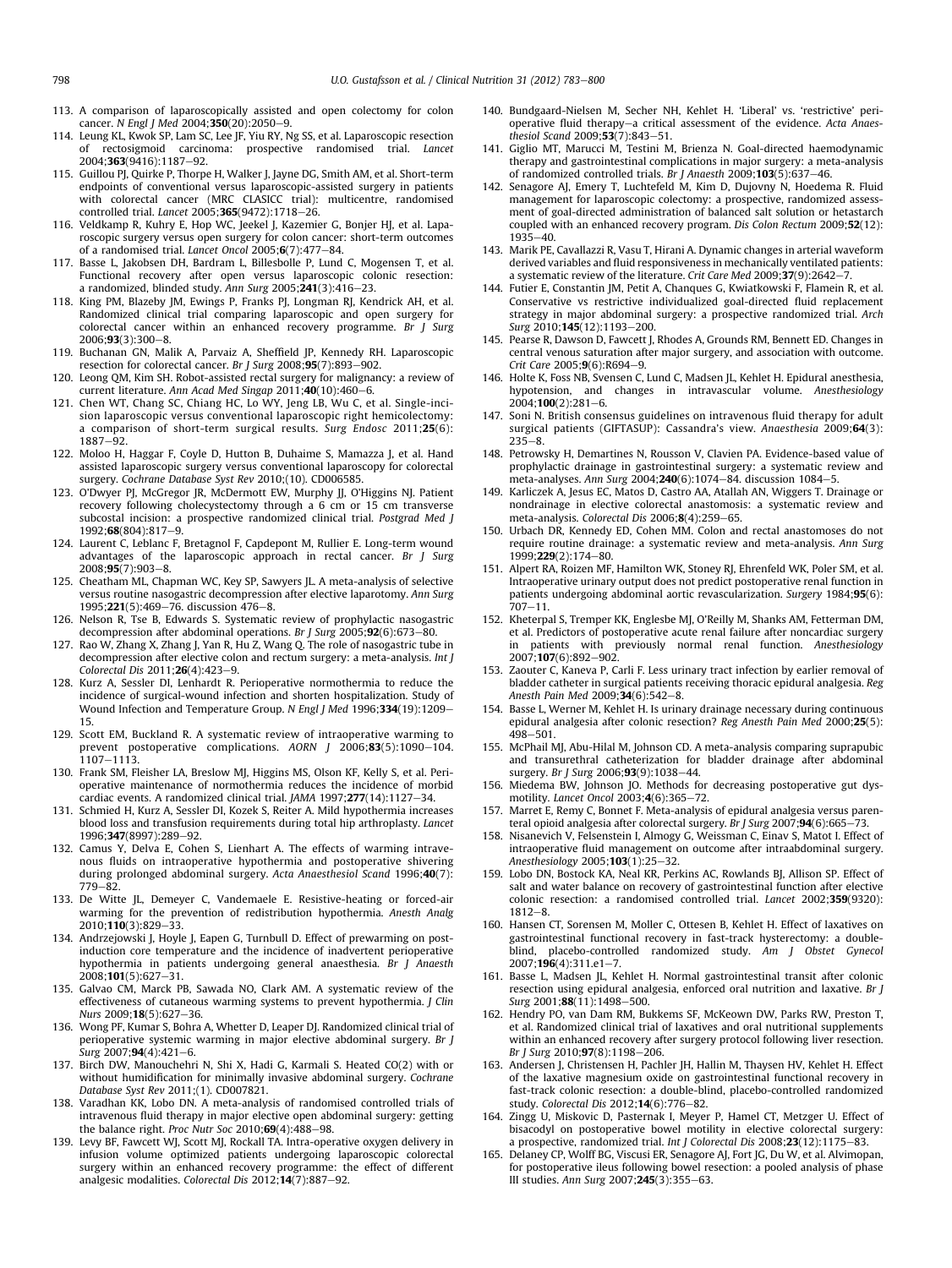113. A comparison of laparoscopically assisted and open colectomy for colon cancer. *N Engl J Med* 2004;**350**(20):2050–9.
114. Leung KL, Kwok SP, Lam SC, Lee JF, Yiu RY, Ng SS, et al. Laparoscopic resection of rectosigmoid carcinoma: prospective randomised trial. *Lancet* 2004;**363**(9416):1187–92.
115. Guillou PJ, Quirke P, Thorpe H, Walker J, Jayne DG, Smith AM, et al. Short-term endpoints of conventional versus laparoscopic-assisted surgery in patients with colorectal cancer (MRC CLASICC trial): multicentre, randomised controlled trial. *Lancet* 2005;**365**(9472):1718–26.
116. Veldkamp R, Kuhry E, Hop WC, Jeekel J, Kazemier G, Bonjer HJ, et al. Laparoscopic surgery versus open surgery for colon cancer: short-term outcomes of a randomised trial. *Lancet Oncol* 2005;**6**(7):477–84.
117. Basse L, Jakobsen DH, Bardram L, Billesbolle P, Lund C, Mogensen T, et al. Functional recovery after open versus laparoscopic colonic resection: a randomized, blinded study. *Ann Surg* 2005;**241**(3):416–23.
118. King PM, Blazeby JM, Ewings P, Franks PJ, Longman RJ, Kendrick AH, et al. Randomized clinical trial comparing laparoscopic and open surgery for colorectal cancer within an enhanced recovery programme. *Br J Surg* 2006;**93**(3):300–8.
119. Buchanan GN, Malik A, Parvaiz A, Sheffield JP, Kennedy RH. Laparoscopic resection for colorectal cancer. *Br J Surg* 2008;**95**(7):893–902.
120. Leong QM, Kim SH. Robot-assisted rectal surgery for malignancy: a review of current literature. *Ann Acad Med Singap* 2011;**40**(10):460–6.
121. Chen WT, Chang SC, Chiang HC, Lo WY, Jeng LB, Wu C, et al. Single-incision laparoscopic versus conventional laparoscopic right hemicolectomy: a comparison of short-term surgical results. *Surg Endosc* 2011;**25**(6): 1887–92.
122. Moloo H, Haggar F, Coyle D, Hutton B, Duhaime S, Mamazza J, et al. Hand assisted laparoscopic surgery versus conventional laparoscopy for colorectal surgery. *Cochrane Database Syst Rev* 2010;(10). CD006585.
123. O'Dwyer PJ, McGregor JR, McDermott EW, Murphy JJ, O'Higgins NJ. Patient recovery following cholecystectomy through a 6 cm or 15 cm transverse subcostal incision: a prospective randomized clinical trial. *Postgrad Med J* 1992;**68**(804):817–9.
124. Laurent C, Leblanc F, Bretagnol F, Capdepont M, Rullier E. Long-term wound advantages of the laparoscopic approach in rectal cancer. *Br J Surg* 2008;**95**(7):903–8.
125. Cheatham ML, Chapman WC, Key SP, Sawyers JL. A meta-analysis of selective versus routine nasogastric decompression after elective laparotomy. *Ann Surg* 1995;**221**(5):469–76. discussion 476–8.
126. Nelson R, Tse B, Edwards S. Systematic review of prophylactic nasogastric decompression after abdominal operations. *Br J Surg* 2005;**92**(6):673–80.
127. Rao W, Zhang X, Zhang J, Yan R, Hu Z, Wang Q. The role of nasogastric tube in decompression after elective colon and rectum surgery: a meta-analysis. *Int J Colorectal Dis* 2011;**26**(4):423–9.
128. Kurz A, Sessler DI, Lenhardt R. Perioperative normothermia to reduce the incidence of surgical-wound infection and shorten hospitalization. Study of Wound Infection and Temperature Group. *N Engl J Med* 1996;**334**(19):1209–15.
129. Scott EM, Buckland R. A systematic review of intraoperative warming to prevent postoperative complications. *AORN J* 2006;**83**(5):1090–104. 1107–1113.
130. Frank SM, Fleisher LA, Breslow MJ, Higgins MS, Olson KF, Kelly S, et al. Perioperative maintenance of normothermia reduces the incidence of morbid cardiac events. A randomized clinical trial. *JAMA* 1997;**277**(14):1127–34.
131. Schmied H, Kurz A, Sessler DI, Kozek S, Reiter A. Mild hypothermia increases blood loss and transfusion requirements during total hip arthroplasty. *Lancet* 1996;**347**(8997):289–92.
132. Camus Y, Delva E, Cohen S, Lienhart A. The effects of warming intravenous fluids on intraoperative hypothermia and postoperative shivering during prolonged abdominal surgery. *Acta Anaesthesiol Scand* 1996;**40**(7): 779–82.
133. De Witte JL, Demeyer C, Vandemaele E. Resistive-heating or forced-air warming for the prevention of redistribution hypothermia. *Anesth Analg* 2010;**110**(3):829–33.
134. Andrzejowski J, Hoyle J, Eapen G, Turnbull D. Effect of prewarming on post-induction core temperature and the incidence of inadvertent perioperative hypothermia in patients undergoing general anaesthesia. *Br J Anaesth* 2008;**101**(5):627–31.
135. Galvao CM, Marck PB, Sawada NO, Clark AM. A systematic review of the effectiveness of cutaneous warming systems to prevent hypothermia. *J Clin Nurs* 2009;**18**(5):627–36.
136. Wong PF, Kumar S, Bohra A, Whetter D, Leaper DJ. Randomized clinical trial of perioperative systemic warming in major elective abdominal surgery. *Br J Surg* 2007;**94**(4):421–6.
137. Birch DW, Manouchehri N, Shi X, Hadi G, Karmali S. Heated CO(2) with or without humidification for minimally invasive abdominal surgery. *Cochrane Database Syst Rev* 2011;(1). CD007821.
138. Varadhan KK, Lobo DN. A meta-analysis of randomised controlled trials of intravenous fluid therapy in major elective open abdominal surgery: getting the balance right. *Proc Nutr Soc* 2010;**69**(4):488–98.
139. Levy BF, Fawcett WJ, Scott MJ, Rockall TA. Intra-operative oxygen delivery in infusion volume optimized patients undergoing laparoscopic colorectal surgery within an enhanced recovery programme: the effect of different analgesic modalities. *Colorectal Dis* 2012;**14**(7):887–92.
140. Bundgaard-Nielsen M, Secher NH, Kehlet H. 'Liberal' vs. 'restrictive' perioperative fluid therapy–a critical assessment of the evidence. *Acta Anaesthesiol Scand* 2009;**53**(7):843–51.
141. Giglio MT, Marucci M, Testini M, Brienza N. Goal-directed haemodynamic therapy and gastrointestinal complications in major surgery: a meta-analysis of randomized controlled trials. *Br J Anaesth* 2009;**103**(5):637–46.
142. Senagore AJ, Emery T, Luchtefeld M, Kim D, Dujovny N, Hoedema R. Fluid management for laparoscopic colectomy: a prospective, randomized assessment of goal-directed administration of balanced salt solution or hetastarch coupled with an enhanced recovery program. *Dis Colon Rectum* 2009;**52**(12): 1935–40.
143. Marik PE, Cavallazzi R, Vasu T, Hirani A. Dynamic changes in arterial waveform derived variables and fluid responsiveness in mechanically ventilated patients: a systematic review of the literature. *Crit Care Med* 2009;**37**(9):2642–7.
144. Futier E, Constantin JM, Petit A, Chanques G, Kwiatkowski F, Flamein R, et al. Conservative vs restrictive individualized goal-directed fluid replacement strategy in major abdominal surgery: a prospective randomized trial. *Arch Surg* 2010;**145**(12):1193–200.
145. Pearse R, Dawson D, Fawcett J, Rhodes A, Grounds RM, Bennett ED. Changes in central venous saturation after major surgery, and association with outcome. *Crit Care* 2005;**9**(6):R694–9.
146. Holte K, Foss NB, Svensen C, Lund C, Madsen JL, Kehlet H. Epidural anesthesia, hypotension, and changes in intravascular volume. *Anesthesiology* 2004;**100**(2):281–6.
147. Soni N. British consensus guidelines on intravenous fluid therapy for adult surgical patients (GIFTASUP): Cassandra's view. *Anaesthesia* 2009;**64**(3): 235–8.
148. Petrowsky H, Demartines N, Rousson V, Clavien PA. Evidence-based value of prophylactic drainage in gastrointestinal surgery: a systematic review and meta-analyses. *Ann Surg* 2004;**240**(6):1074–84. discussion 1084–5.
149. Karliczek A, Jesus EC, Matos D, Castro AA, Atallah AN, Wiggers T. Drainage or nondrainage in elective colorectal anastomosis: a systematic review and meta-analysis. *Colorectal Dis* 2006;**8**(4):259–65.
150. Urbach DR, Kennedy ED, Cohen MM. Colon and rectal anastomoses do not require routine drainage: a systematic review and meta-analysis. *Ann Surg* 1999;**229**(2):174–80.
151. Alpert RA, Roizen MF, Hamilton WK, Stoney RJ, Ehrenfeld WK, Poler SM, et al. Intraoperative urinary output does not predict postoperative renal function in patients undergoing abdominal aortic revascularization. *Surgery* 1984;**95**(6): 707–11.
152. Kheterpal S, Tremper KK, Englesbe MJ, O'Reilly M, Shanks AM, Fetterman DM, et al. Predictors of postoperative acute renal failure after noncardiac surgery in patients with previously normal renal function. *Anesthesiology* 2007;**107**(6):892–902.
153. Zaouter C, Kaneva P, Carli F. Less urinary tract infection by earlier removal of bladder catheter in surgical patients receiving thoracic epidural analgesia. *Reg Anesth Pain Med* 2009;**34**(6):542–8.
154. Basse L, Werner M, Kehlet H. Is urinary drainage necessary during continuous epidural analgesia after colonic resection? *Reg Anesth Pain Med* 2000;**25**(5): 498–501.
155. McPhail MJ, Abu-Hilal M, Johnson CD. A meta-analysis comparing suprapubic and transurethral catheterization for bladder drainage after abdominal surgery. *Br J Surg* 2006;**93**(9):1038–44.
156. Miedema BW, Johnson JO. Methods for decreasing postoperative gut dysmotility. *Lancet Oncol* 2003;**4**(6):365–72.
157. Marret E, Remy C, Bonnet F. Meta-analysis of epidural analgesia versus parenteral opioid analgesia after colorectal surgery. *Br J Surg* 2007;**94**(6):665–73.
158. Nisanevich V, Felsenstein I, Almogy G, Weissman C, Einav S, Matot I. Effect of intraoperative fluid management on outcome after intraabdominal surgery. *Anesthesiology* 2005;**103**(1):25–32.
159. Lobo DN, Bostock KA, Neal KR, Perkins AC, Rowlands BJ, Allison SP. Effect of salt and water balance on recovery of gastrointestinal function after elective colonic resection: a randomised controlled trial. *Lancet* 2002;**359**(9320): 1812–8.
160. Hansen CT, Sorensen M, Moller C, Ottesen B, Kehlet H. Effect of laxatives on gastrointestinal functional recovery in fast-track hysterectomy: a double-blind, placebo-controlled randomized study. *Am J Obstet Gynecol* 2007;**196**(4):311.e1–7.
161. Basse L, Madsen JL, Kehlet H. Normal gastrointestinal transit after colonic resection using epidural analgesia, enforced oral nutrition and laxative. *Br J Surg* 2001;**88**(11):1498–500.
162. Hendry PO, van Dam RM, Bukkems SF, McKeown DW, Parks RW, Preston T, et al. Randomized clinical trial of laxatives and oral nutritional supplements within an enhanced recovery after surgery protocol following liver resection. *Br J Surg* 2010;**97**(8):1198–206.
163. Andersen J, Christensen H, Pachler JH, Hallin M, Thaysen HV, Kehlet H. Effect of the laxative magnesium oxide on gastrointestinal functional recovery in fast-track colonic resection: a double-blind, placebo-controlled randomized study. *Colorectal Dis* 2012;**14**(6):776–82.
164. Zingg U, Miskovic D, Pasternak I, Meyer P, Hamel CT, Metzger U. Effect of bisacodyl on postoperative bowel motility in elective colorectal surgery: a prospective, randomized trial. *Int J Colorectal Dis* 2008;**23**(12):1175–83.
165. Delaney CP, Wolff BG, Viscusi ER, Senagore AJ, Fort JG, Du W, et al. Alvimopan, for postoperative ileus following bowel resection: a pooled analysis of phase III studies. *Ann Surg* 2007;**245**(3):355–63.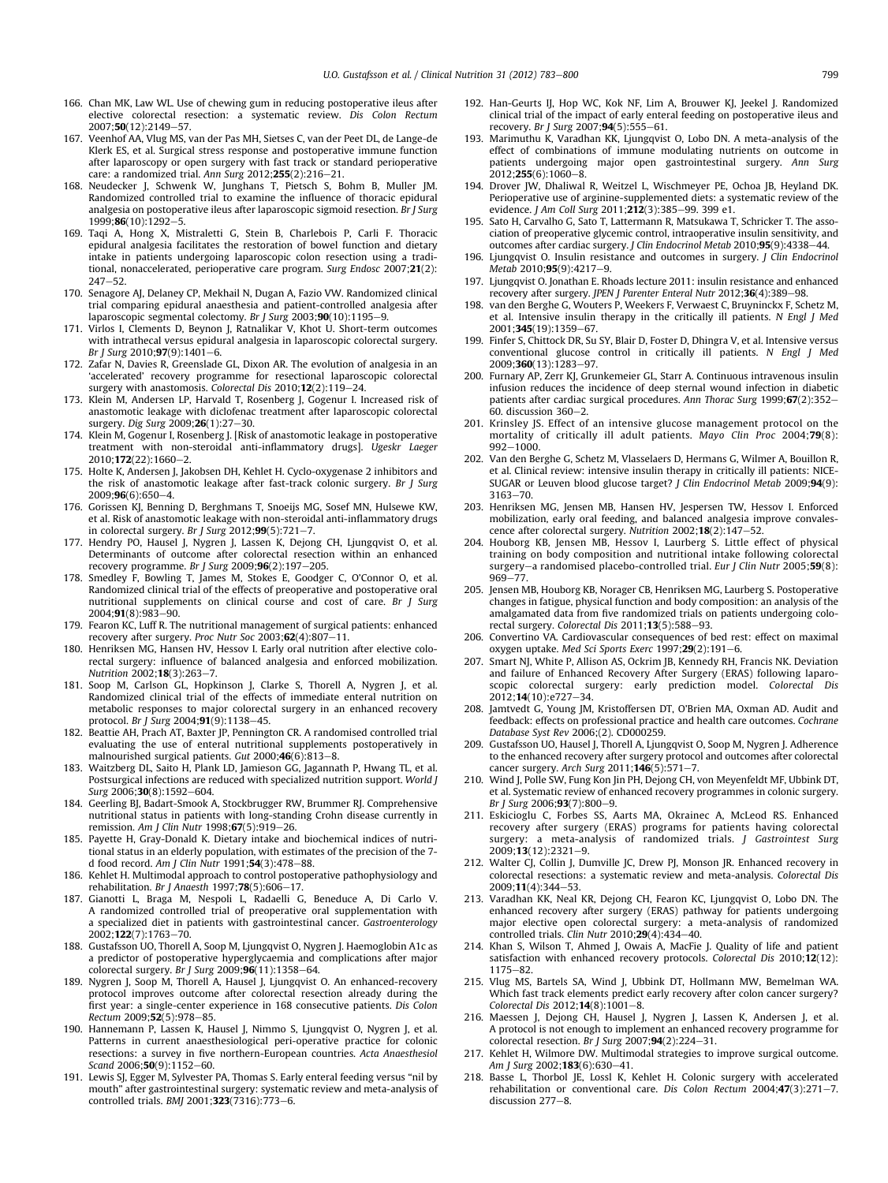166. Chan MK, Law WL. Use of chewing gum in reducing postoperative ileus after elective colorectal resection: a systematic review. *Dis Colon Rectum* 2007;**50**(12):2149–57.
167. Veenhof AA, Vlug MS, van der Pas MH, Sietses C, van der Peet DL, de Lange-de Klerk ES, et al. Surgical stress response and postoperative immune function after laparoscopy or open surgery with fast track or standard perioperative care: a randomized trial. *Ann Surg* 2012;**255**(2):216–21.
168. Neudecker J, Schwenk W, Junghans T, Pietsch S, Bohm B, Muller JM. Randomized controlled trial to examine the influence of thoracic epidural analgesia on postoperative ileus after laparoscopic sigmoid resection. *Br J Surg* 1999;**86**(10):1292–5.
169. Taqi A, Hong X, Mistraletti G, Stein B, Charlebois P, Carli F. Thoracic epidural analgesia facilitates the restoration of bowel function and dietary intake in patients undergoing laparoscopic colon resection using a traditional, nonaccelerated, perioperative care program. *Surg Endosc* 2007;**21**(2): 247–52.
170. Senagore AJ, Delaney CP, Mekhail N, Dugan A, Fazio VW. Randomized clinical trial comparing epidural anaesthesia and patient-controlled analgesia after laparoscopic segmental colectomy. *Br J Surg* 2003;**90**(10):1195–9.
171. Virlos I, Clements D, Beynon J, Ratnalikar V, Khot U. Short-term outcomes with intrathecal versus epidural analgesia in laparoscopic colorectal surgery. *Br J Surg* 2010;**97**(9):1401–6.
172. Zafar N, Davies R, Greenslade GL, Dixon AR. The evolution of analgesia in an 'accelerated' recovery programme for resectional laparoscopic colorectal surgery with anastomosis. *Colorectal Dis* 2010;**12**(2):119–24.
173. Klein M, Andersen LP, Harvald T, Rosenberg J, Gogenur I. Increased risk of anastomotic leakage with diclofenac treatment after laparoscopic colorectal surgery. *Dig Surg* 2009;**26**(1):27–30.
174. Klein M, Gogenur I, Rosenberg J. [Risk of anastomotic leakage in postoperative treatment with non-steroidal anti-inflammatory drugs]. *Ugeskr Laeger* 2010;**172**(22):1660–2.
175. Holte K, Andersen J, Jakobsen DH, Kehlet H. Cyclo-oxygenase 2 inhibitors and the risk of anastomotic leakage after fast-track colonic surgery. *Br J Surg* 2009;**96**(6):650–4.
176. Gorissen KJ, Benning D, Berghmans T, Snoeijs MG, Sosef MN, Hulsewe KW, et al. Risk of anastomotic leakage with non-steroidal anti-inflammatory drugs in colorectal surgery. *Br J Surg* 2012;**99**(5):721–7.
177. Hendry PO, Hausel J, Nygren J, Lassen K, Dejong CH, Ljungqvist O, et al. Determinants of outcome after colorectal resection within an enhanced recovery programme. *Br J Surg* 2009;**96**(2):197–205.
178. Smedley F, Bowling T, James M, Stokes E, Goodger C, O'Connor O, et al. Randomized clinical trial of the effects of preoperative and postoperative oral nutritional supplements on clinical course and cost of care. *Br J Surg* 2004;**91**(8):983–90.
179. Fearon KC, Luff R. The nutritional management of surgical patients: enhanced recovery after surgery. *Proc Nutr Soc* 2003;**62**(4):807–11.
180. Henriksen MG, Hansen HV, Hessov I. Early oral nutrition after elective colorectal surgery: influence of balanced analgesia and enforced mobilization. *Nutrition* 2002;**18**(3):263–7.
181. Soop M, Carlson GL, Hopkinson J, Clarke S, Thorell A, Nygren J, et al. Randomized clinical trial of the effects of immediate enteral nutrition on metabolic responses to major colorectal surgery in an enhanced recovery protocol. *Br J Surg* 2004;**91**(9):1138–45.
182. Beattie AH, Prach AT, Baxter JP, Pennington CR. A randomised controlled trial evaluating the use of enteral nutritional supplements postoperatively in malnourished surgical patients. *Gut* 2000;**46**(6):813–8.
183. Waitzberg DL, Saito H, Plank LD, Jamieson GG, Jagannath P, Hwang TL, et al. Postsurgical infections are reduced with specialized nutrition support. *World J Surg* 2006;**30**(8):1592–604.
184. Geerling BJ, Badart-Smook A, Stockbrugger RW, Brummer RJ. Comprehensive nutritional status in patients with long-standing Crohn disease currently in remission. *Am J Clin Nutr* 1998;**67**(5):919–26.
185. Payette H, Gray-Donald K. Dietary intake and biochemical indices of nutritional status in an elderly population, with estimates of the precision of the 7-d food record. *Am J Clin Nutr* 1991;**54**(3):478–88.
186. Kehlet H. Multimodal approach to control postoperative pathophysiology and rehabilitation. *Br J Anaesth* 1997;**78**(5):606–17.
187. Gianotti L, Braga M, Nespoli L, Radaelli G, Beneduce A, Di Carlo V. A randomized controlled trial of preoperative oral supplementation with a specialized diet in patients with gastrointestinal cancer. *Gastroenterology* 2002;**122**(7):1763–70.
188. Gustafsson UO, Thorell A, Soop M, Ljungqvist O, Nygren J. Haemoglobin A1c as a predictor of postoperative hyperglycaemia and complications after major colorectal surgery. *Br J Surg* 2009;**96**(11):1358–64.
189. Nygren J, Soop M, Thorell A, Hausel J, Ljungqvist O. An enhanced-recovery protocol improves outcome after colorectal resection already during the first year: a single-center experience in 168 consecutive patients. *Dis Colon Rectum* 2009;**52**(5):978–85.
190. Hannemann P, Lassen K, Hausel J, Nimmo S, Ljungqvist O, Nygren J, et al. Patterns in current anaesthesiological peri-operative practice for colonic resections: a survey in five northern-European countries. *Acta Anaesthesiol Scand* 2006;**50**(9):1152–60.
191. Lewis SJ, Egger M, Sylvester PA, Thomas S. Early enteral feeding versus "nil by mouth" after gastrointestinal surgery: systematic review and meta-analysis of controlled trials. *BMJ* 2001;**323**(7316):773–6.
192. Han-Geurts IJ, Hop WC, Kok NF, Lim A, Brouwer KJ, Jeekel J. Randomized clinical trial of the impact of early enteral feeding on postoperative ileus and recovery. *Br J Surg* 2007;**94**(5):555–61.
193. Marimuthu K, Varadhan KK, Ljungqvist O, Lobo DN. A meta-analysis of the effect of combinations of immune modulating nutrients on outcome in patients undergoing major open gastrointestinal surgery. *Ann Surg* 2012;**255**(6):1060–8.
194. Drover JW, Dhaliwal R, Weitzel L, Wischmeyer PE, Ochoa JB, Heyland DK. Perioperative use of arginine-supplemented diets: a systematic review of the evidence. *J Am Coll Surg* 2011;**212**(3):385–99. 399 e1.
195. Sato H, Carvalho G, Sato T, Lattermann R, Matsukawa T, Schricker T. The association of preoperative glycemic control, intraoperative insulin sensitivity, and outcomes after cardiac surgery. *J Clin Endocrinol Metab* 2010;**95**(9):4338–44.
196. Ljungqvist O. Insulin resistance and outcomes in surgery. *J Clin Endocrinol Metab* 2010;**95**(9):4217–9.
197. Ljungqvist O. Jonathan E. Rhoads lecture 2011: insulin resistance and enhanced recovery after surgery. *JPEN J Parenter Enteral Nutr* 2012;**36**(4):389–98.
198. van den Berghe G, Wouters P, Weekers F, Verwaest C, Bruyninckx F, Schetz M, et al. Intensive insulin therapy in the critically ill patients. *N Engl J Med* 2001;**345**(19):1359–67.
199. Finfer S, Chittock DR, Su SY, Blair D, Foster D, Dhingra V, et al. Intensive versus conventional glucose control in critically ill patients. *N Engl J Med* 2009;**360**(13):1283–97.
200. Furnary AP, Zerr KJ, Grunkemeier GL, Starr A. Continuous intravenous insulin infusion reduces the incidence of deep sternal wound infection in diabetic patients after cardiac surgical procedures. *Ann Thorac Surg* 1999;**67**(2):352–60. discussion 360–2.
201. Krinsley JS. Effect of an intensive glucose management protocol on the mortality of critically ill adult patients. *Mayo Clin Proc* 2004;**79**(8): 992–1000.
202. Van den Berghe G, Schetz M, Vlasselaers D, Hermans G, Wilmer A, Bouillon R, et al. Clinical review: intensive insulin therapy in critically ill patients: NICE-SUGAR or Leuven blood glucose target? *J Clin Endocrinol Metab* 2009;**94**(9): 3163–70.
203. Henriksen MG, Jensen MB, Hansen HV, Jespersen TW, Hessov I. Enforced mobilization, early oral feeding, and balanced analgesia improve convalescence after colorectal surgery. *Nutrition* 2002;**18**(2):147–52.
204. Houborg KB, Jensen MB, Hessov I, Laurberg S. Little effect of physical training on body composition and nutritional intake following colorectal surgery—a randomised placebo-controlled trial. *Eur J Clin Nutr* 2005;**59**(8): 969–77.
205. Jensen MB, Houborg KB, Norager CB, Henriksen MG, Laurberg S. Postoperative changes in fatigue, physical function and body composition: an analysis of the amalgamated data from five randomized trials on patients undergoing colorectal surgery. *Colorectal Dis* 2011;**13**(5):588–93.
206. Convertino VA. Cardiovascular consequences of bed rest: effect on maximal oxygen uptake. *Med Sci Sports Exerc* 1997;**29**(2):191–6.
207. Smart NJ, White P, Allison AS, Ockrim JB, Kennedy RH, Francis NK. Deviation and failure of Enhanced Recovery After Surgery (ERAS) following laparoscopic colorectal surgery: early prediction model. *Colorectal Dis* 2012;**14**(10):e727–34.
208. Jamtvedt G, Young JM, Kristoffersen DT, O'Brien MA, Oxman AD. Audit and feedback: effects on professional practice and health care outcomes. *Cochrane Database Syst Rev* 2006;(2). CD000259.
209. Gustafsson UO, Hausel J, Thorell A, Ljungqvist O, Soop M, Nygren J. Adherence to the enhanced recovery after surgery protocol and outcomes after colorectal cancer surgery. *Arch Surg* 2011;**146**(5):571–7.
210. Wind J, Polle SW, Fung Kon Jin PH, Dejong CH, von Meyenfeldt MF, Ubbink DT, et al. Systematic review of enhanced recovery programmes in colonic surgery. *Br J Surg* 2006;**93**(7):800–9.
211. Eskicioglu C, Forbes SS, Aarts MA, Okrainec A, McLeod RS. Enhanced recovery after surgery (ERAS) programs for patients having colorectal surgery: a meta-analysis of randomized trials. *J Gastrointest Surg* 2009;**13**(12):2321–9.
212. Walter CJ, Collin J, Dumville JC, Drew PJ, Monson JR. Enhanced recovery in colorectal resections: a systematic review and meta-analysis. *Colorectal Dis* 2009;**11**(4):344–53.
213. Varadhan KK, Neal KR, Dejong CH, Fearon KC, Ljungqvist O, Lobo DN. The enhanced recovery after surgery (ERAS) pathway for patients undergoing major elective open colorectal surgery: a meta-analysis of randomized controlled trials. *Clin Nutr* 2010;**29**(4):434–40.
214. Khan S, Wilson T, Ahmed J, Owais A, MacFie J. Quality of life and patient satisfaction with enhanced recovery protocols. *Colorectal Dis* 2010;**12**(12): 1175–82.
215. Vlug MS, Bartels SA, Wind J, Ubbink DT, Hollmann MW, Bemelman WA. Which fast track elements predict early recovery after colon cancer surgery? *Colorectal Dis* 2012;**14**(8):1001–8.
216. Maessen J, Dejong CH, Hausel J, Nygren J, Lassen K, Andersen J, et al. A protocol is not enough to implement an enhanced recovery programme for colorectal resection. *Br J Surg* 2007;**94**(2):224–31.
217. Kehlet H, Wilmore DW. Multimodal strategies to improve surgical outcome. *Am J Surg* 2002;**183**(6):630–41.
218. Basse L, Thorbol JE, Lossl K, Kehlet H. Colonic surgery with accelerated rehabilitation or conventional care. *Dis Colon Rectum* 2004;**47**(3):271–7. discussion 277–8.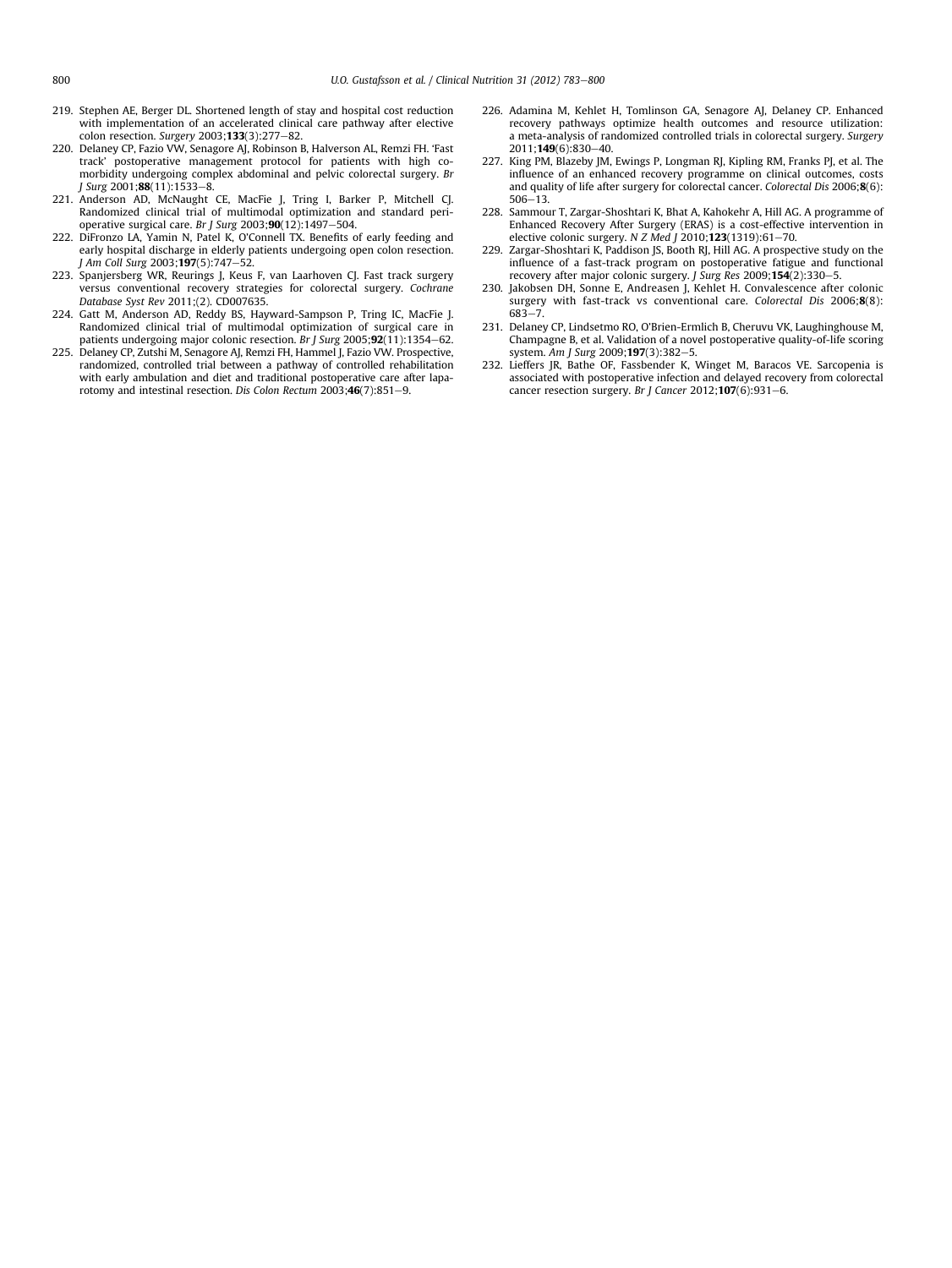219. Stephen AE, Berger DL. Shortened length of stay and hospital cost reduction with implementation of an accelerated clinical care pathway after elective colon resection. *Surgery* 2003;**133**(3):277–82.
220. Delaney CP, Fazio VW, Senagore AJ, Robinson B, Halverson AL, Remzi FH. 'Fast track' postoperative management protocol for patients with high co-morbidity undergoing complex abdominal and pelvic colorectal surgery. *Br J Surg* 2001;**88**(11):1533–8.
221. Anderson AD, McNaught CE, MacFie J, Tring I, Barker P, Mitchell CJ. Randomized clinical trial of multimodal optimization and standard perioperative surgical care. *Br J Surg* 2003;**90**(12):1497–504.
222. DiFronzo LA, Yamin N, Patel K, O'Connell TX. Benefits of early feeding and early hospital discharge in elderly patients undergoing open colon resection. *J Am Coll Surg* 2003;**197**(5):747–52.
223. Spanjersberg WR, Reurings J, Keus F, van Laarhoven CJ. Fast track surgery versus conventional recovery strategies for colorectal surgery. *Cochrane Database Syst Rev* 2011;(2). CD007635.
224. Gatt M, Anderson AD, Reddy BS, Hayward-Sampson P, Tring IC, MacFie J. Randomized clinical trial of multimodal optimization of surgical care in patients undergoing major colonic resection. *Br J Surg* 2005;**92**(11):1354–62.
225. Delaney CP, Zutshi M, Senagore AJ, Remzi FH, Hammel J, Fazio VW. Prospective, randomized, controlled trial between a pathway of controlled rehabilitation with early ambulation and diet and traditional postoperative care after laparotomy and intestinal resection. *Dis Colon Rectum* 2003;**46**(7):851–9.
226. Adamina M, Kehlet H, Tomlinson GA, Senagore AJ, Delaney CP. Enhanced recovery pathways optimize health outcomes and resource utilization: a meta-analysis of randomized controlled trials in colorectal surgery. *Surgery* 2011;**149**(6):830–40.
227. King PM, Blazeby JM, Ewings P, Longman RJ, Kipling RM, Franks PJ, et al. The influence of an enhanced recovery programme on clinical outcomes, costs and quality of life after surgery for colorectal cancer. *Colorectal Dis* 2006;**8**(6): 506–13.
228. Sammour T, Zargar-Shoshtari K, Bhat A, Kahokehr A, Hill AG. A programme of Enhanced Recovery After Surgery (ERAS) is a cost-effective intervention in elective colonic surgery. *N Z Med J* 2010;**123**(1319):61–70.
229. Zargar-Shoshtari K, Paddison JS, Booth RJ, Hill AG. A prospective study on the influence of a fast-track program on postoperative fatigue and functional recovery after major colonic surgery. *J Surg Res* 2009;**154**(2):330–5.
230. Jakobsen DH, Sonne E, Andreasen J, Kehlet H. Convalescence after colonic surgery with fast-track vs conventional care. *Colorectal Dis* 2006;**8**(8): 683–7.
231. Delaney CP, Lindsetmo RO, O'Brien-Ermlich B, Cheruvu VK, Laughinghouse M, Champagne B, et al. Validation of a novel postoperative quality-of-life scoring system. *Am J Surg* 2009;**197**(3):382–5.
232. Lieffers JR, Bathe OF, Fassbender K, Winget M, Baracos VE. Sarcopenia is associated with postoperative infection and delayed recovery from colorectal cancer resection surgery. *Br J Cancer* 2012;**107**(6):931–6.